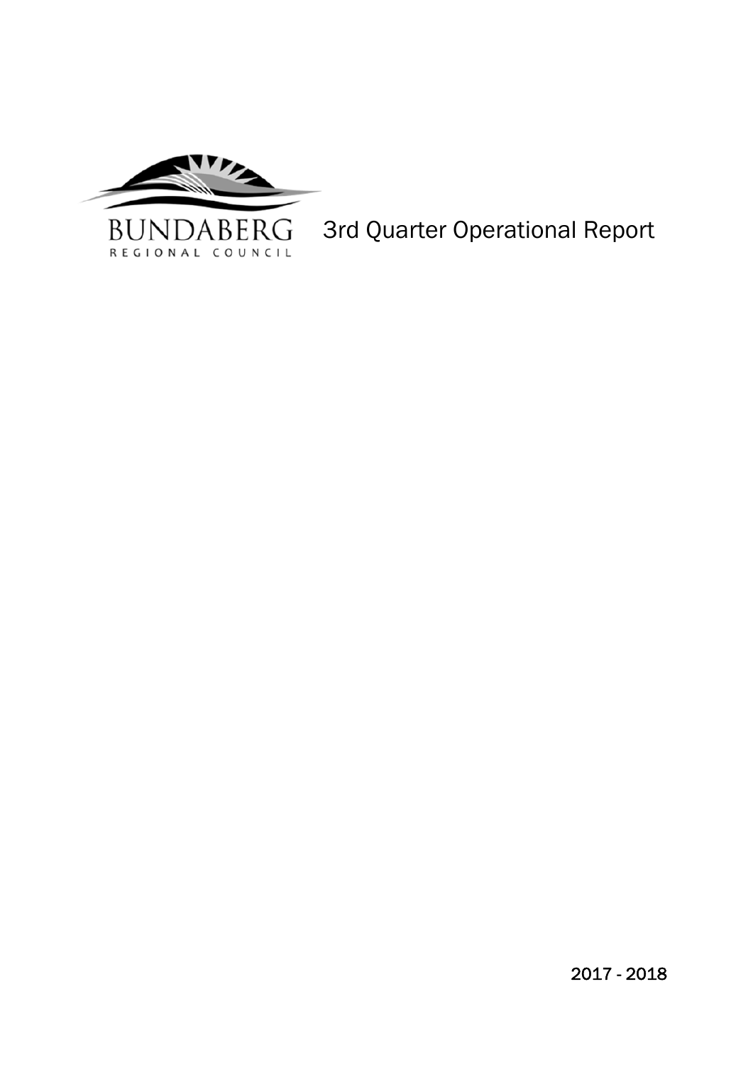BUNDABERG
REGIONAL COUNCIL

# 3rd Quarter Operational Report

2017 - 2018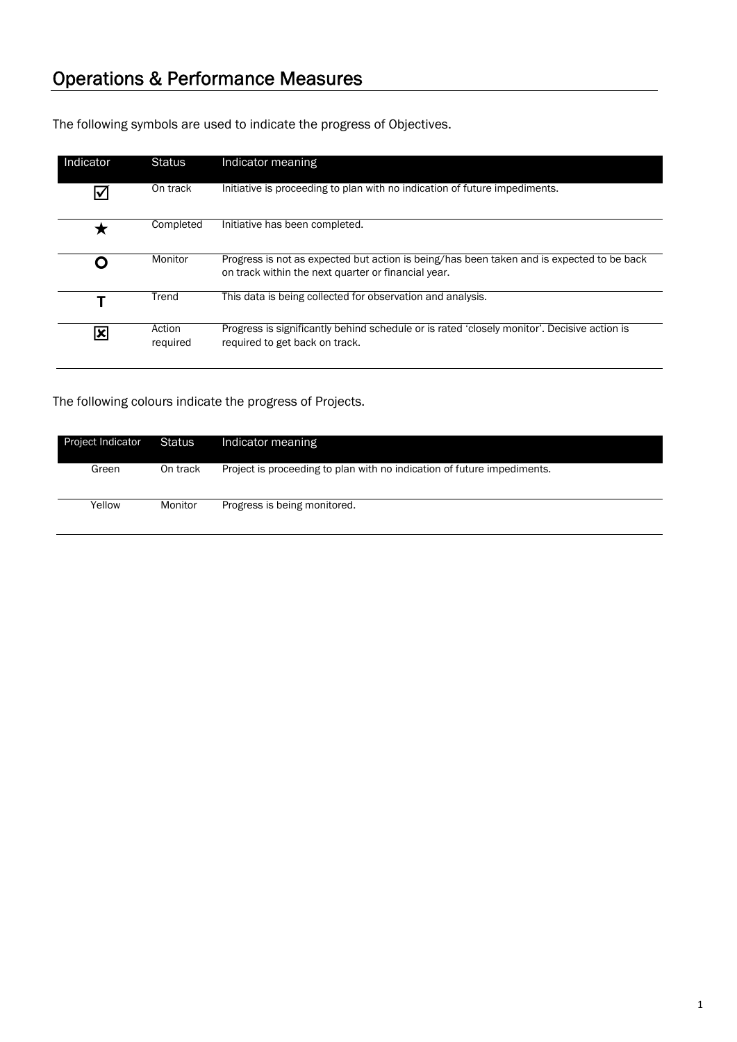# Operations & Performance Measures

The following symbols are used to indicate the progress of Objectives.

| Indicator | Status | Indicator meaning |
|---|---|---|
| ☑ | On track | Initiative is proceeding to plan with no indication of future impediments. |
| ★ | Completed | Initiative has been completed. |
| O | Monitor | Progress is not as expected but action is being/has been taken and is expected to be back on track within the next quarter or financial year. |
| T | Trend | This data is being collected for observation and analysis. |
| ☒ | Action required | Progress is significantly behind schedule or is rated 'closely monitor'. Decisive action is required to get back on track. |

The following colours indicate the progress of Projects.

| Project Indicator | Status | Indicator meaning |
|---|---|---|
| Green | On track | Project is proceeding to plan with no indication of future impediments. |
| Yellow | Monitor | Progress is being monitored. |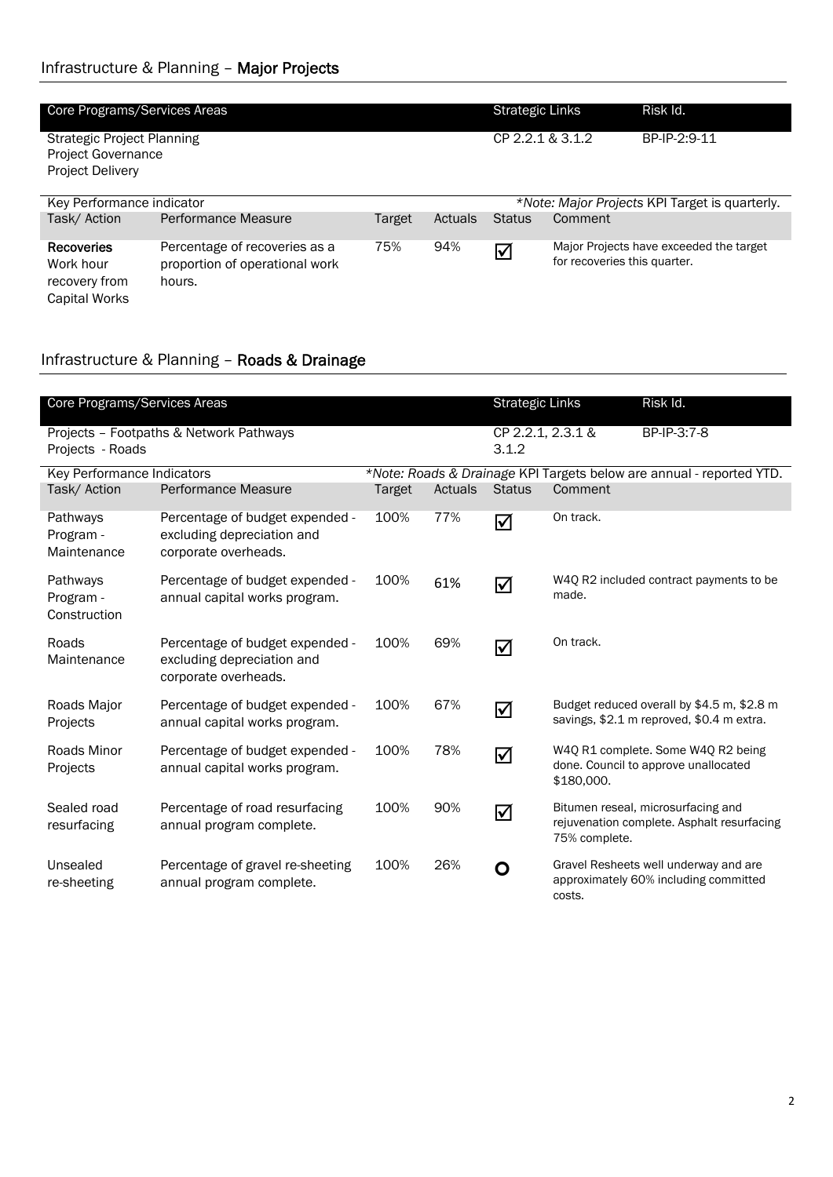## Infrastructure & Planning – **Major Projects**

| Core Programs/Services Areas | Strategic Links | Risk Id. |
|---|---|---|
| Strategic Project Planning<br>Project Governance<br>Project Delivery | CP 2.2.1 & 3.1.2 | BP-IP-2:9-11 |

Key Performance indicator — *\*Note: Major Projects KPI Target is quarterly.*

| Task/ Action | Performance Measure | Target | Actuals | Status | Comment |
|---|---|---|---|---|---|
| **Recoveries** Work hour recovery from Capital Works | Percentage of recoveries as a proportion of operational work hours. | 75% | 94% | ☑ | Major Projects have exceeded the target for recoveries this quarter. |

## Infrastructure & Planning – **Roads & Drainage**

| Core Programs/Services Areas | Strategic Links | Risk Id. |
|---|---|---|
| Projects – Footpaths & Network Pathways<br>Projects - Roads | CP 2.2.1, 2.3.1 & 3.1.2 | BP-IP-3:7-8 |

Key Performance Indicators — *\*Note: Roads & Drainage KPI Targets below are annual - reported YTD.*

| Task/ Action | Performance Measure | Target | Actuals | Status | Comment |
|---|---|---|---|---|---|
| Pathways Program - Maintenance | Percentage of budget expended - excluding depreciation and corporate overheads. | 100% | 77% | ☑ | On track. |
| Pathways Program - Construction | Percentage of budget expended - annual capital works program. | 100% | 61% | ☑ | W4Q R2 included contract payments to be made. |
| Roads Maintenance | Percentage of budget expended - excluding depreciation and corporate overheads. | 100% | 69% | ☑ | On track. |
| Roads Major Projects | Percentage of budget expended - annual capital works program. | 100% | 67% | ☑ | Budget reduced overall by \$4.5 m, \$2.8 m savings, \$2.1 m reproved, \$0.4 m extra. |
| Roads Minor Projects | Percentage of budget expended - annual capital works program. | 100% | 78% | ☑ | W4Q R1 complete. Some W4Q R2 being done. Council to approve unallocated \$180,000. |
| Sealed road resurfacing | Percentage of road resurfacing annual program complete. | 100% | 90% | ☑ | Bitumen reseal, microsurfacing and rejuvenation complete. Asphalt resurfacing 75% complete. |
| Unsealed re-sheeting | Percentage of gravel re-sheeting annual program complete. | 100% | 26% | O | Gravel Resheets well underway and are approximately 60% including committed costs. |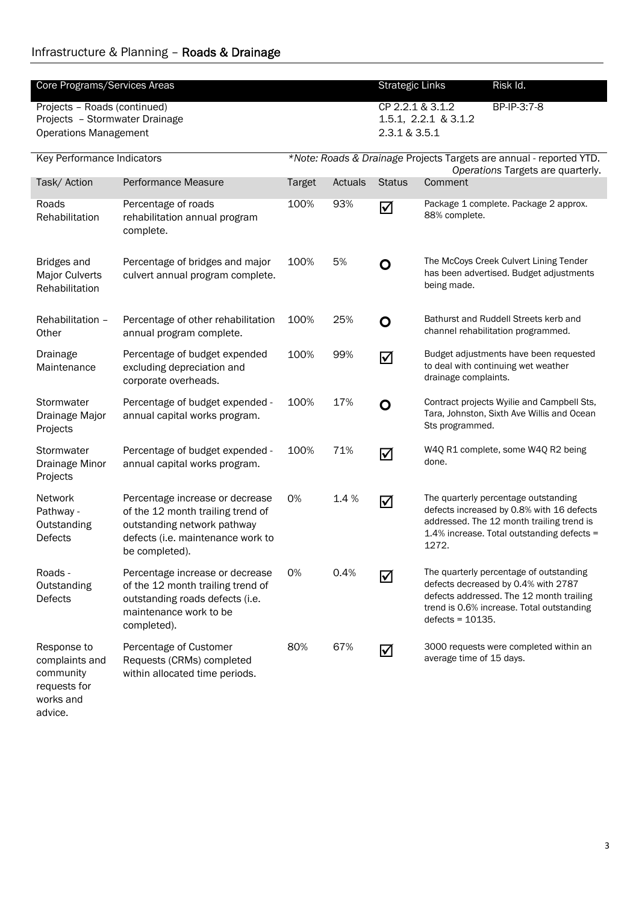## Infrastructure & Planning – **Roads & Drainage**

| Core Programs/Services Areas | Strategic Links | Risk Id. |
|---|---|---|
| Projects – Roads (continued) | CP 2.2.1 & 3.1.2 | BP-IP-3:7-8 |
| Projects – Stormwater Drainage | 1.5.1, 2.2.1 & 3.1.2 | |
| Operations Management | 2.3.1 & 3.5.1 | |

Key Performance Indicators

*\*Note: Roads & Drainage Projects Targets are annual - reported YTD. Operations Targets are quarterly.*

| Task/ Action | Performance Measure | Target | Actuals | Status | Comment |
|---|---|---|---|---|---|
| Roads Rehabilitation | Percentage of roads rehabilitation annual program complete. | 100% | 93% | ☑ | Package 1 complete. Package 2 approx. 88% complete. |
| Bridges and Major Culverts Rehabilitation | Percentage of bridges and major culvert annual program complete. | 100% | 5% | O | The McCoys Creek Culvert Lining Tender has been advertised. Budget adjustments being made. |
| Rehabilitation – Other | Percentage of other rehabilitation annual program complete. | 100% | 25% | O | Bathurst and Ruddell Streets kerb and channel rehabilitation programmed. |
| Drainage Maintenance | Percentage of budget expended excluding depreciation and corporate overheads. | 100% | 99% | ☑ | Budget adjustments have been requested to deal with continuing wet weather drainage complaints. |
| Stormwater Drainage Major Projects | Percentage of budget expended - annual capital works program. | 100% | 17% | O | Contract projects Wyilie and Campbell Sts, Tara, Johnston, Sixth Ave Willis and Ocean Sts programmed. |
| Stormwater Drainage Minor Projects | Percentage of budget expended - annual capital works program. | 100% | 71% | ☑ | W4Q R1 complete, some W4Q R2 being done. |
| Network Pathway - Outstanding Defects | Percentage increase or decrease of the 12 month trailing trend of outstanding network pathway defects (i.e. maintenance work to be completed). | 0% | 1.4 % | ☑ | The quarterly percentage outstanding defects increased by 0.8% with 16 defects addressed. The 12 month trailing trend is 1.4% increase. Total outstanding defects = 1272. |
| Roads - Outstanding Defects | Percentage increase or decrease of the 12 month trailing trend of outstanding roads defects (i.e. maintenance work to be completed). | 0% | 0.4% | ☑ | The quarterly percentage of outstanding defects decreased by 0.4% with 2787 defects addressed. The 12 month trailing trend is 0.6% increase. Total outstanding defects = 10135. |
| Response to complaints and community requests for works and advice. | Percentage of Customer Requests (CRMs) completed within allocated time periods. | 80% | 67% | ☑ | 3000 requests were completed within an average time of 15 days. |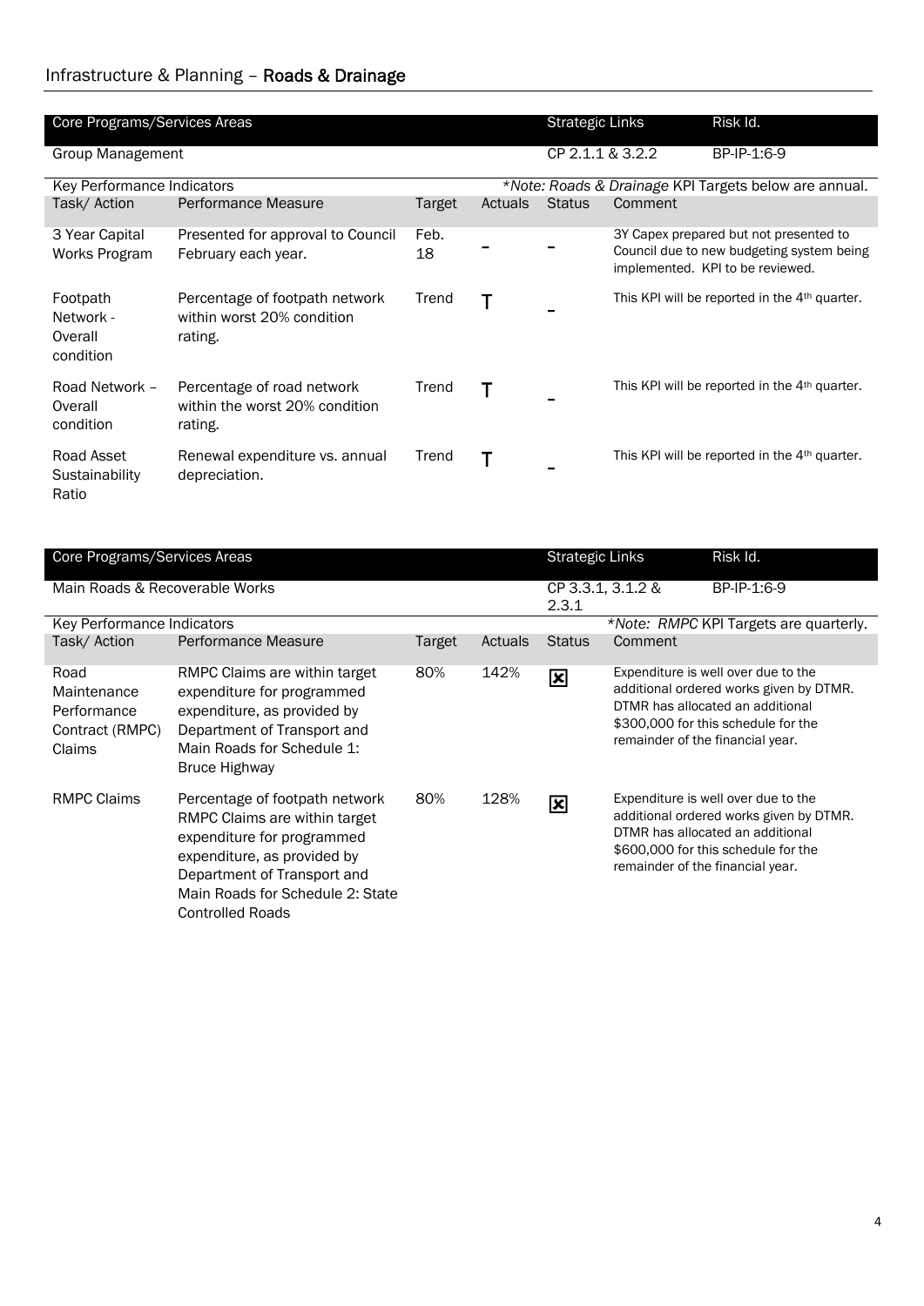## Infrastructure & Planning – Roads & Drainage

| Core Programs/Services Areas | | | | Strategic Links | Risk Id. |
|---|---|---|---|---|---|
| Group Management | | | | CP 2.1.1 & 3.2.2 | BP-IP-1:6-9 |

Key Performance Indicators — **Note: Roads & Drainage KPI Targets below are annual.*

| Task/ Action | Performance Measure | Target | Actuals | Status | Comment |
|---|---|---|---|---|---|
| 3 Year Capital Works Program | Presented for approval to Council February each year. | Feb. 18 | – | – | 3Y Capex prepared but not presented to Council due to new budgeting system being implemented. KPI to be reviewed. |
| Footpath Network - Overall condition | Percentage of footpath network within worst 20% condition rating. | Trend | T | – | This KPI will be reported in the 4th quarter. |
| Road Network – Overall condition | Percentage of road network within the worst 20% condition rating. | Trend | T | – | This KPI will be reported in the 4th quarter. |
| Road Asset Sustainability Ratio | Renewal expenditure vs. annual depreciation. | Trend | T | – | This KPI will be reported in the 4th quarter. |

| Core Programs/Services Areas | | | | Strategic Links | Risk Id. |
|---|---|---|---|---|---|
| Main Roads & Recoverable Works | | | | CP 3.3.1, 3.1.2 & 2.3.1 | BP-IP-1:6-9 |

Key Performance Indicators — **Note: RMPC KPI Targets are quarterly.*

| Task/ Action | Performance Measure | Target | Actuals | Status | Comment |
|---|---|---|---|---|---|
| Road Maintenance Performance Contract (RMPC) Claims | RMPC Claims are within target expenditure for programmed expenditure, as provided by Department of Transport and Main Roads for Schedule 1: Bruce Highway | 80% | 142% | ☒ | Expenditure is well over due to the additional ordered works given by DTMR. DTMR has allocated an additional $300,000 for this schedule for the remainder of the financial year. |
| RMPC Claims | Percentage of footpath network RMPC Claims are within target expenditure for programmed expenditure, as provided by Department of Transport and Main Roads for Schedule 2: State Controlled Roads | 80% | 128% | ☒ | Expenditure is well over due to the additional ordered works given by DTMR. DTMR has allocated an additional $600,000 for this schedule for the remainder of the financial year. |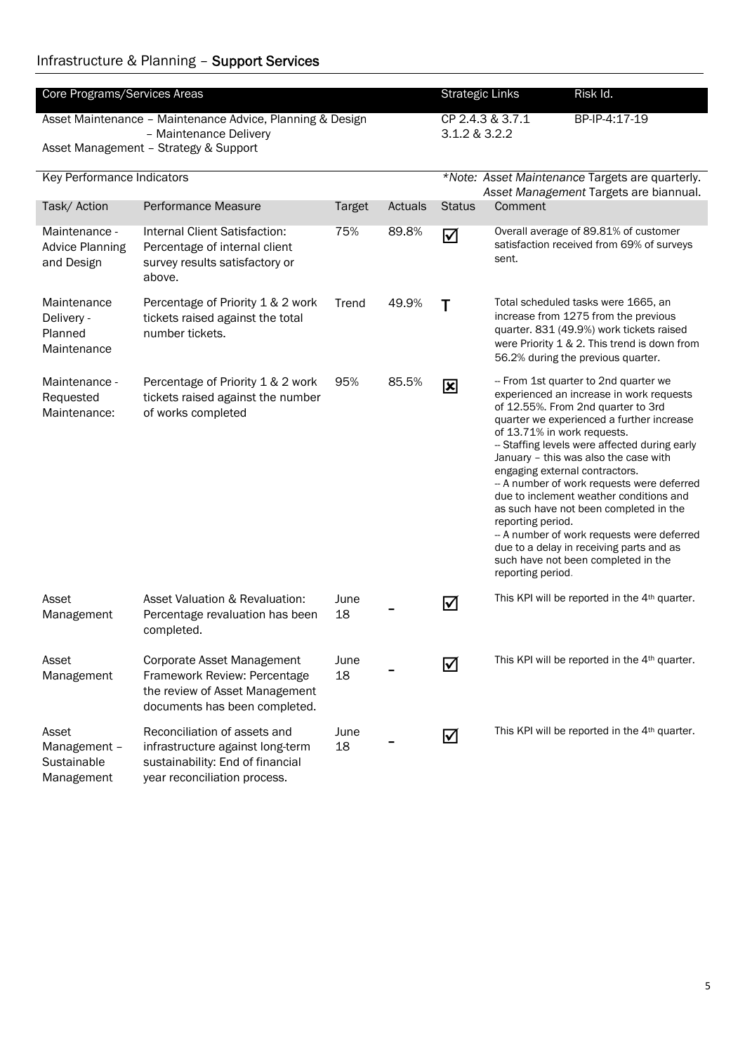## Infrastructure & Planning – **Support Services**

| Core Programs/Services Areas | Strategic Links | Risk Id. |
|---|---|---|
| Asset Maintenance – Maintenance Advice, Planning & Design<br>– Maintenance Delivery<br>Asset Management – Strategy & Support | CP 2.4.3 & 3.7.1<br>3.1.2 & 3.2.2 | BP-IP-4:17-19 |

Key Performance Indicators

*\*Note: Asset Maintenance Targets are quarterly. Asset Management Targets are biannual.*

| Task/ Action | Performance Measure | Target | Actuals | Status | Comment |
|---|---|---|---|---|---|
| Maintenance - Advice Planning and Design | Internal Client Satisfaction: Percentage of internal client survey results satisfactory or above. | 75% | 89.8% | ☑ | Overall average of 89.81% of customer satisfaction received from 69% of surveys sent. |
| Maintenance Delivery - Planned Maintenance | Percentage of Priority 1 & 2 work tickets raised against the total number tickets. | Trend | 49.9% | T | Total scheduled tasks were 1665, an increase from 1275 from the previous quarter. 831 (49.9%) work tickets raised were Priority 1 & 2. This trend is down from 56.2% during the previous quarter. |
| Maintenance - Requested Maintenance: | Percentage of Priority 1 & 2 work tickets raised against the number of works completed | 95% | 85.5% | ☒ | -- From 1st quarter to 2nd quarter we experienced an increase in work requests of 12.55%. From 2nd quarter to 3rd quarter we experienced a further increase of 13.71% in work requests.<br>-- Staffing levels were affected during early January – this was also the case with engaging external contractors.<br>-- A number of work requests were deferred due to inclement weather conditions and as such have not been completed in the reporting period.<br>-- A number of work requests were deferred due to a delay in receiving parts and as such have not been completed in the reporting period. |
| Asset Management | Asset Valuation & Revaluation: Percentage revaluation has been completed. | June 18 | - | ☑ | This KPI will be reported in the 4th quarter. |
| Asset Management | Corporate Asset Management Framework Review: Percentage the review of Asset Management documents has been completed. | June 18 | - | ☑ | This KPI will be reported in the 4th quarter. |
| Asset Management – Sustainable Management | Reconciliation of assets and infrastructure against long-term sustainability: End of financial year reconciliation process. | June 18 | - | ☑ | This KPI will be reported in the 4th quarter. |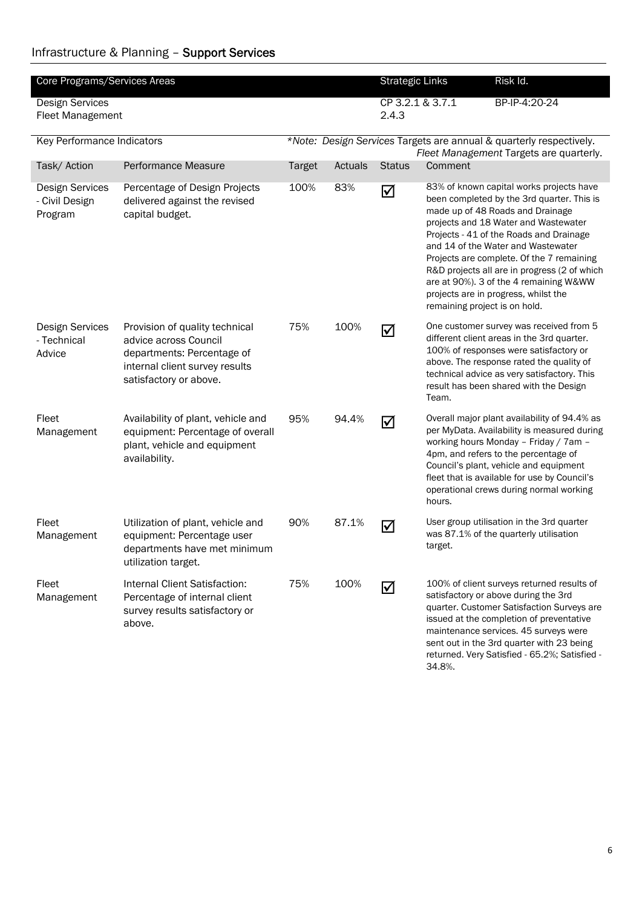## Infrastructure & Planning – **Support Services**

| Core Programs/Services Areas | Strategic Links | Risk Id. |
|---|---|---|
| Design Services<br>Fleet Management | CP 3.2.1 & 3.7.1<br>2.4.3 | BP-IP-4:20-24 |

Key Performance Indicators

*\*Note: Design Services Targets are annual & quarterly respectively.*
*Fleet Management Targets are quarterly.*

| Task/ Action | Performance Measure | Target | Actuals | Status | Comment |
|---|---|---|---|---|---|
| Design Services - Civil Design Program | Percentage of Design Projects delivered against the revised capital budget. | 100% | 83% | ☑ | 83% of known capital works projects have been completed by the 3rd quarter. This is made up of 48 Roads and Drainage projects and 18 Water and Wastewater Projects - 41 of the Roads and Drainage and 14 of the Water and Wastewater Projects are complete. Of the 7 remaining R&D projects all are in progress (2 of which are at 90%). 3 of the 4 remaining W&WW projects are in progress, whilst the remaining project is on hold. |
| Design Services - Technical Advice | Provision of quality technical advice across Council departments: Percentage of internal client survey results satisfactory or above. | 75% | 100% | ☑ | One customer survey was received from 5 different client areas in the 3rd quarter. 100% of responses were satisfactory or above. The response rated the quality of technical advice as very satisfactory. This result has been shared with the Design Team. |
| Fleet Management | Availability of plant, vehicle and equipment: Percentage of overall plant, vehicle and equipment availability. | 95% | 94.4% | ☑ | Overall major plant availability of 94.4% as per MyData. Availability is measured during working hours Monday – Friday / 7am – 4pm, and refers to the percentage of Council's plant, vehicle and equipment fleet that is available for use by Council's operational crews during normal working hours. |
| Fleet Management | Utilization of plant, vehicle and equipment: Percentage user departments have met minimum utilization target. | 90% | 87.1% | ☑ | User group utilisation in the 3rd quarter was 87.1% of the quarterly utilisation target. |
| Fleet Management | Internal Client Satisfaction: Percentage of internal client survey results satisfactory or above. | 75% | 100% | ☑ | 100% of client surveys returned results of satisfactory or above during the 3rd quarter. Customer Satisfaction Surveys are issued at the completion of preventative maintenance services. 45 surveys were sent out in the 3rd quarter with 23 being returned. Very Satisfied - 65.2%; Satisfied - 34.8%. |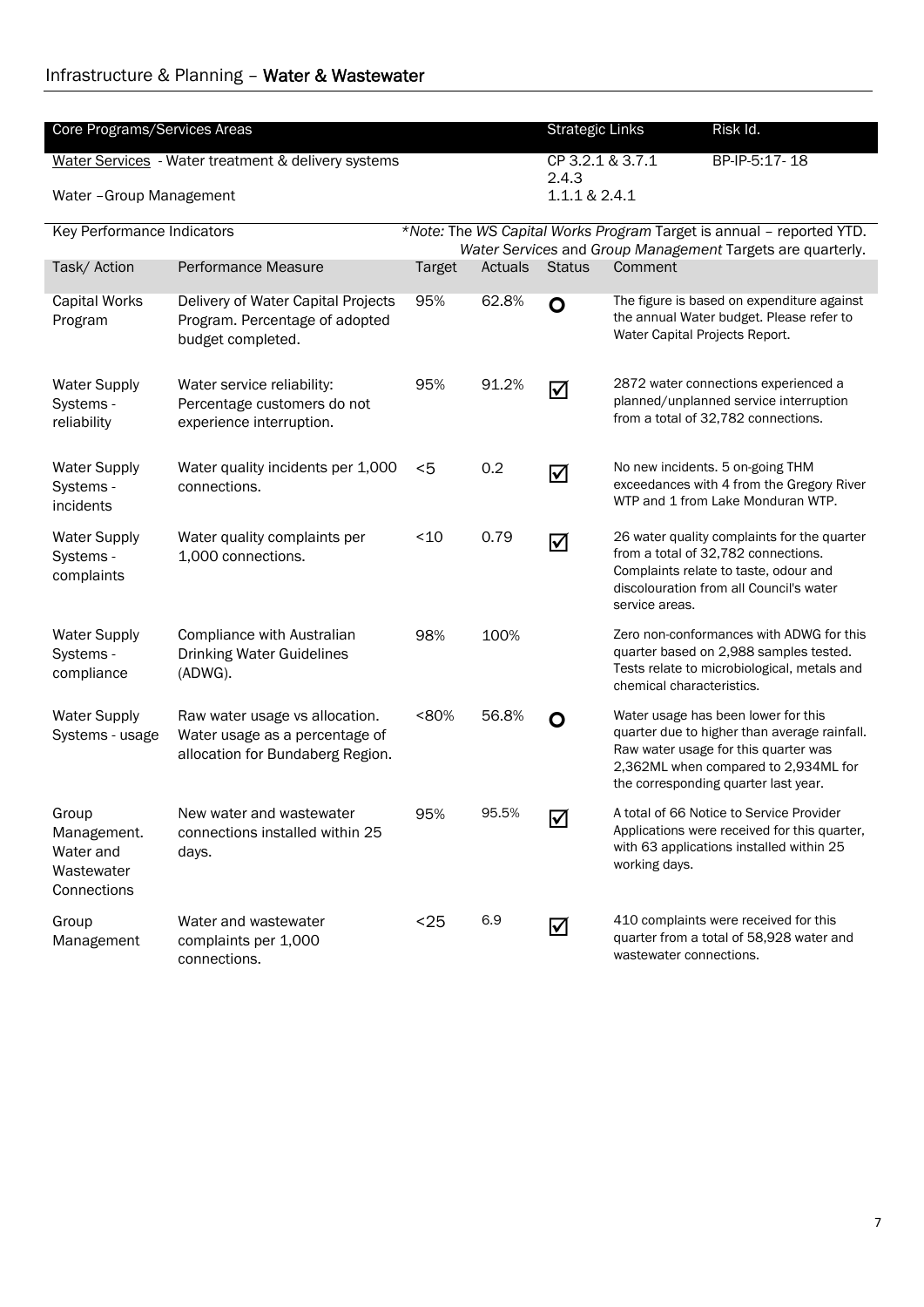## Infrastructure & Planning – **Water & Wastewater**

| Core Programs/Services Areas | Strategic Links | Risk Id. |
|---|---|---|
| Water Services - Water treatment & delivery systems | CP 3.2.1 & 3.7.1 2.4.3 | BP-IP-5:17- 18 |
| Water –Group Management | 1.1.1 & 2.4.1 | |

Key Performance Indicators

*\*Note: The WS Capital Works Program Target is annual – reported YTD. Water Services and Group Management Targets are quarterly.*

| Task/ Action | Performance Measure | Target | Actuals | Status | Comment |
|---|---|---|---|---|---|
| Capital Works Program | Delivery of Water Capital Projects Program. Percentage of adopted budget completed. | 95% | 62.8% | O | The figure is based on expenditure against the annual Water budget. Please refer to Water Capital Projects Report. |
| Water Supply Systems - reliability | Water service reliability: Percentage customers do not experience interruption. | 95% | 91.2% | ☑ | 2872 water connections experienced a planned/unplanned service interruption from a total of 32,782 connections. |
| Water Supply Systems - incidents | Water quality incidents per 1,000 connections. | <5 | 0.2 | ☑ | No new incidents. 5 on-going THM exceedances with 4 from the Gregory River WTP and 1 from Lake Monduran WTP. |
| Water Supply Systems - complaints | Water quality complaints per 1,000 connections. | <10 | 0.79 | ☑ | 26 water quality complaints for the quarter from a total of 32,782 connections. Complaints relate to taste, odour and discolouration from all Council's water service areas. |
| Water Supply Systems - compliance | Compliance with Australian Drinking Water Guidelines (ADWG). | 98% | 100% | | Zero non-conformances with ADWG for this quarter based on 2,988 samples tested. Tests relate to microbiological, metals and chemical characteristics. |
| Water Supply Systems - usage | Raw water usage vs allocation. Water usage as a percentage of allocation for Bundaberg Region. | <80% | 56.8% | O | Water usage has been lower for this quarter due to higher than average rainfall. Raw water usage for this quarter was 2,362ML when compared to 2,934ML for the corresponding quarter last year. |
| Group Management. Water and Wastewater Connections | New water and wastewater connections installed within 25 days. | 95% | 95.5% | ☑ | A total of 66 Notice to Service Provider Applications were received for this quarter, with 63 applications installed within 25 working days. |
| Group Management | Water and wastewater complaints per 1,000 connections. | <25 | 6.9 | ☑ | 410 complaints were received for this quarter from a total of 58,928 water and wastewater connections. |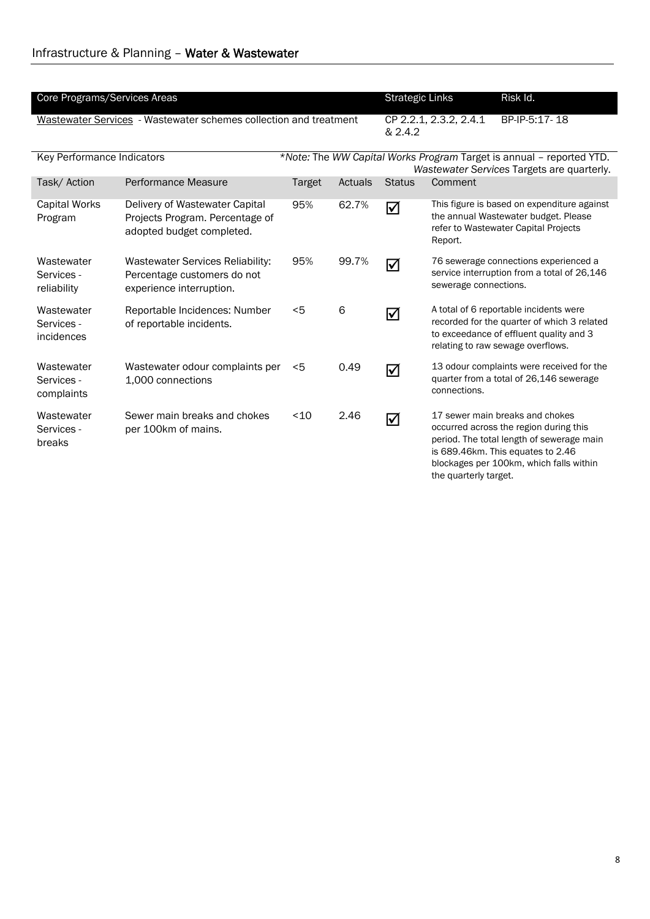## Infrastructure & Planning – **Water & Wastewater**

| Core Programs/Services Areas | Strategic Links | Risk Id. |
|---|---|---|
| Wastewater Services - Wastewater schemes collection and treatment | CP 2.2.1, 2.3.2, 2.4.1 & 2.4.2 | BP-IP-5:17- 18 |

Key Performance Indicators

**Note:* The *WW Capital Works Program* Target is annual – reported YTD. *Wastewater Services* Targets are quarterly.

| Task/ Action | Performance Measure | Target | Actuals | Status | Comment |
|---|---|---|---|---|---|
| Capital Works Program | Delivery of Wastewater Capital Projects Program. Percentage of adopted budget completed. | 95% | 62.7% | ☑ | This figure is based on expenditure against the annual Wastewater budget. Please refer to Wastewater Capital Projects Report. |
| Wastewater Services - reliability | Wastewater Services Reliability: Percentage customers do not experience interruption. | 95% | 99.7% | ☑ | 76 sewerage connections experienced a service interruption from a total of 26,146 sewerage connections. |
| Wastewater Services - incidences | Reportable Incidences: Number of reportable incidents. | <5 | 6 | ☑ | A total of 6 reportable incidents were recorded for the quarter of which 3 related to exceedance of effluent quality and 3 relating to raw sewage overflows. |
| Wastewater Services - complaints | Wastewater odour complaints per 1,000 connections | <5 | 0.49 | ☑ | 13 odour complaints were received for the quarter from a total of 26,146 sewerage connections. |
| Wastewater Services - breaks | Sewer main breaks and chokes per 100km of mains. | <10 | 2.46 | ☑ | 17 sewer main breaks and chokes occurred across the region during this period. The total length of sewerage main is 689.46km. This equates to 2.46 blockages per 100km, which falls within the quarterly target. |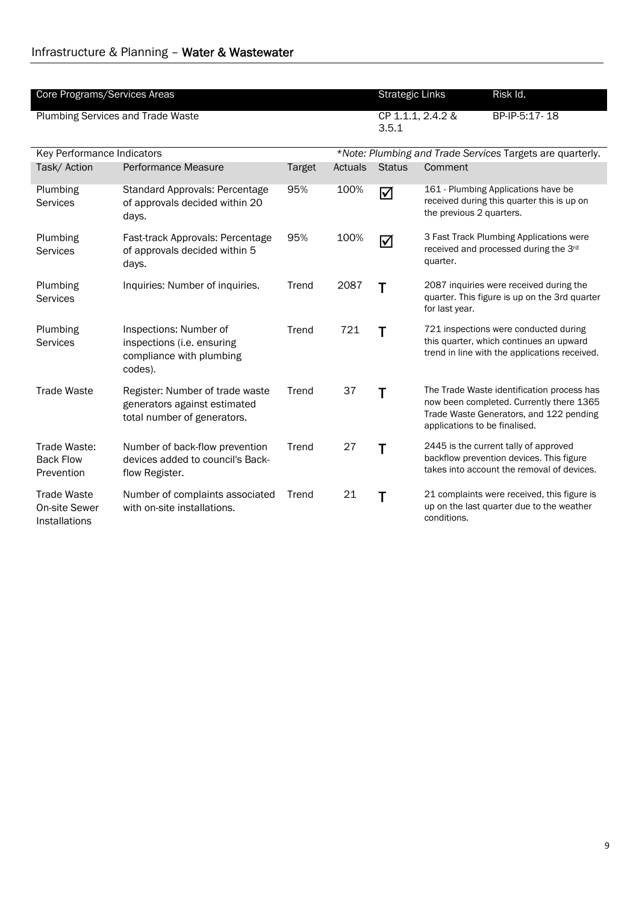## Infrastructure & Planning – **Water & Wastewater**

| Core Programs/Services Areas | Strategic Links | Risk Id. |
|---|---|---|
| Plumbing Services and Trade Waste | CP 1.1.1, 2.4.2 & 3.5.1 | BP-IP-5:17- 18 |

Key Performance Indicators — *\*Note: Plumbing and Trade Services* Targets are quarterly.

| Task/ Action | Performance Measure | Target | Actuals | Status | Comment |
|---|---|---|---|---|---|
| Plumbing Services | Standard Approvals: Percentage of approvals decided within 20 days. | 95% | 100% | ☑ | 161 - Plumbing Applications have be received during this quarter this is up on the previous 2 quarters. |
| Plumbing Services | Fast-track Approvals: Percentage of approvals decided within 5 days. | 95% | 100% | ☑ | 3 Fast Track Plumbing Applications were received and processed during the 3rd quarter. |
| Plumbing Services | Inquiries: Number of inquiries. | Trend | 2087 | T | 2087 inquiries were received during the quarter. This figure is up on the 3rd quarter for last year. |
| Plumbing Services | Inspections: Number of inspections (i.e. ensuring compliance with plumbing codes). | Trend | 721 | T | 721 inspections were conducted during this quarter, which continues an upward trend in line with the applications received. |
| Trade Waste | Register: Number of trade waste generators against estimated total number of generators. | Trend | 37 | T | The Trade Waste identification process has now been completed. Currently there 1365 Trade Waste Generators, and 122 pending applications to be finalised. |
| Trade Waste: Back Flow Prevention | Number of back-flow prevention devices added to council's Back-flow Register. | Trend | 27 | T | 2445 is the current tally of approved backflow prevention devices. This figure takes into account the removal of devices. |
| Trade Waste On-site Sewer Installations | Number of complaints associated with on-site installations. | Trend | 21 | T | 21 complaints were received, this figure is up on the last quarter due to the weather conditions. |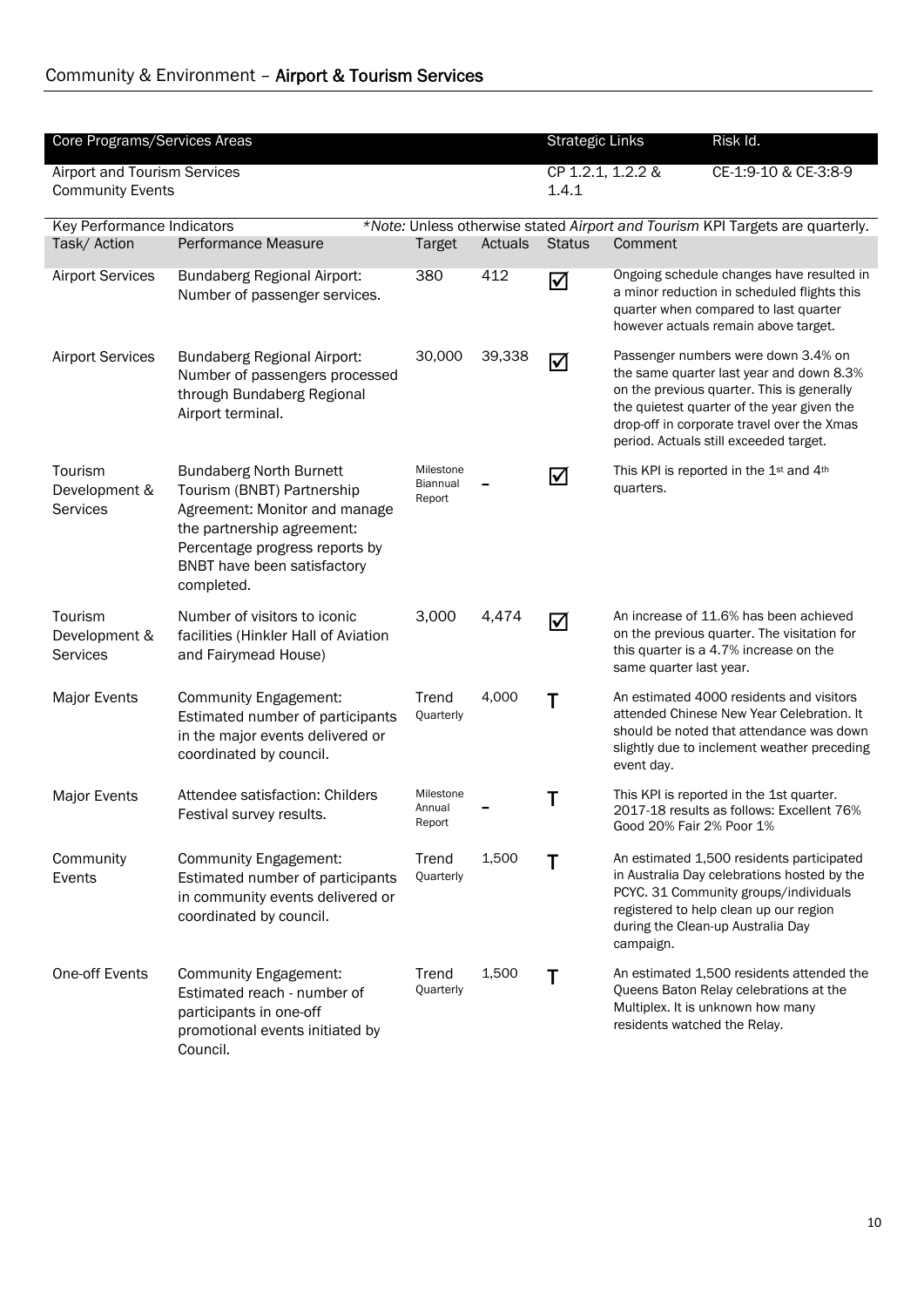## Community & Environment – **Airport & Tourism Services**

| Core Programs/Services Areas | Strategic Links | Risk Id. |
|---|---|---|
| Airport and Tourism Services<br>Community Events | CP 1.2.1, 1.2.2 & 1.4.1 | CE-1:9-10 & CE-3:8-9 |

Key Performance Indicators — **Note:* Unless otherwise stated *Airport and Tourism* KPI Targets are quarterly.

| Task/ Action | Performance Measure | Target | Actuals | Status | Comment |
|---|---|---|---|---|---|
| Airport Services | Bundaberg Regional Airport: Number of passenger services. | 380 | 412 | ☑ | Ongoing schedule changes have resulted in a minor reduction in scheduled flights this quarter when compared to last quarter however actuals remain above target. |
| Airport Services | Bundaberg Regional Airport: Number of passengers processed through Bundaberg Regional Airport terminal. | 30,000 | 39,338 | ☑ | Passenger numbers were down 3.4% on the same quarter last year and down 8.3% on the previous quarter. This is generally the quietest quarter of the year given the drop-off in corporate travel over the Xmas period. Actuals still exceeded target. |
| Tourism Development & Services | Bundaberg North Burnett Tourism (BNBT) Partnership Agreement: Monitor and manage the partnership agreement: Percentage progress reports by BNBT have been satisfactory completed. | Milestone Biannual Report | – | ☑ | This KPI is reported in the 1st and 4th quarters. |
| Tourism Development & Services | Number of visitors to iconic facilities (Hinkler Hall of Aviation and Fairymead House) | 3,000 | 4,474 | ☑ | An increase of 11.6% has been achieved on the previous quarter. The visitation for this quarter is a 4.7% increase on the same quarter last year. |
| Major Events | Community Engagement: Estimated number of participants in the major events delivered or coordinated by council. | Trend Quarterly | 4,000 | T | An estimated 4000 residents and visitors attended Chinese New Year Celebration. It should be noted that attendance was down slightly due to inclement weather preceding event day. |
| Major Events | Attendee satisfaction: Childers Festival survey results. | Milestone Annual Report | – | T | This KPI is reported in the 1st quarter. 2017-18 results as follows: Excellent 76% Good 20% Fair 2% Poor 1% |
| Community Events | Community Engagement: Estimated number of participants in community events delivered or coordinated by council. | Trend Quarterly | 1,500 | T | An estimated 1,500 residents participated in Australia Day celebrations hosted by the PCYC. 31 Community groups/individuals registered to help clean up our region during the Clean-up Australia Day campaign. |
| One-off Events | Community Engagement: Estimated reach - number of participants in one-off promotional events initiated by Council. | Trend Quarterly | 1,500 | T | An estimated 1,500 residents attended the Queens Baton Relay celebrations at the Multiplex. It is unknown how many residents watched the Relay. |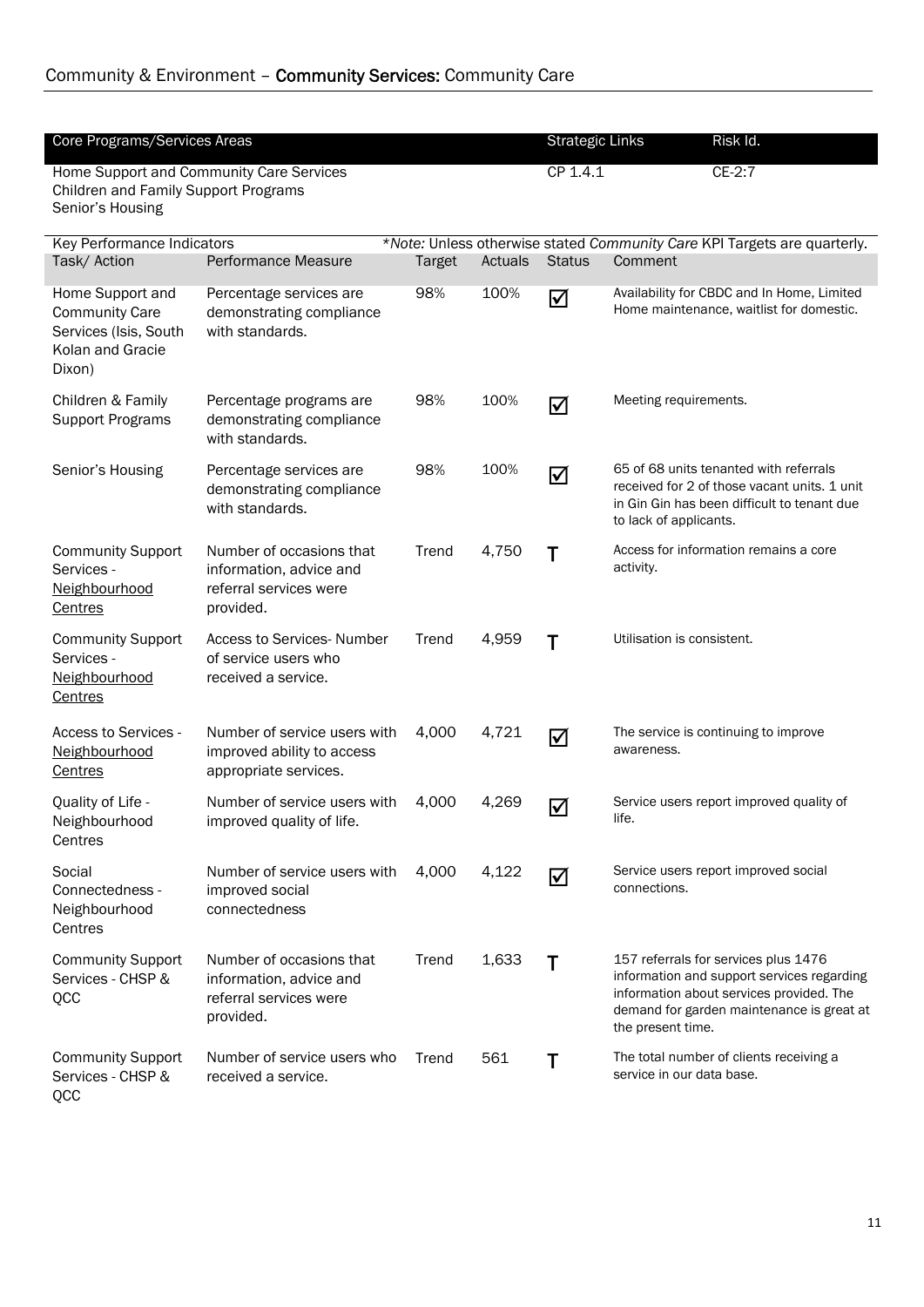## Community & Environment – **Community Services:** Community Care

| Core Programs/Services Areas | Strategic Links | Risk Id. |
|---|---|---|
| Home Support and Community Care Services<br>Children and Family Support Programs<br>Senior's Housing | CP 1.4.1 | CE-2:7 |

Key Performance Indicators — **Note:* Unless otherwise stated *Community Care* KPI Targets are quarterly.

| Task/ Action | Performance Measure | Target | Actuals | Status | Comment |
|---|---|---|---|---|---|
| Home Support and Community Care Services (Isis, South Kolan and Gracie Dixon) | Percentage services are demonstrating compliance with standards. | 98% | 100% | ☑ | Availability for CBDC and In Home, Limited Home maintenance, waitlist for domestic. |
| Children & Family Support Programs | Percentage programs are demonstrating compliance with standards. | 98% | 100% | ☑ | Meeting requirements. |
| Senior's Housing | Percentage services are demonstrating compliance with standards. | 98% | 100% | ☑ | 65 of 68 units tenanted with referrals received for 2 of those vacant units. 1 unit in Gin Gin has been difficult to tenant due to lack of applicants. |
| Community Support Services - Neighbourhood Centres | Number of occasions that information, advice and referral services were provided. | Trend | 4,750 | T | Access for information remains a core activity. |
| Community Support Services - Neighbourhood Centres | Access to Services- Number of service users who received a service. | Trend | 4,959 | T | Utilisation is consistent. |
| Access to Services - Neighbourhood Centres | Number of service users with improved ability to access appropriate services. | 4,000 | 4,721 | ☑ | The service is continuing to improve awareness. |
| Quality of Life - Neighbourhood Centres | Number of service users with improved quality of life. | 4,000 | 4,269 | ☑ | Service users report improved quality of life. |
| Social Connectedness - Neighbourhood Centres | Number of service users with improved social connectedness | 4,000 | 4,122 | ☑ | Service users report improved social connections. |
| Community Support Services - CHSP & QCC | Number of occasions that information, advice and referral services were provided. | Trend | 1,633 | T | 157 referrals for services plus 1476 information and support services regarding information about services provided. The demand for garden maintenance is great at the present time. |
| Community Support Services - CHSP & QCC | Number of service users who received a service. | Trend | 561 | T | The total number of clients receiving a service in our data base. |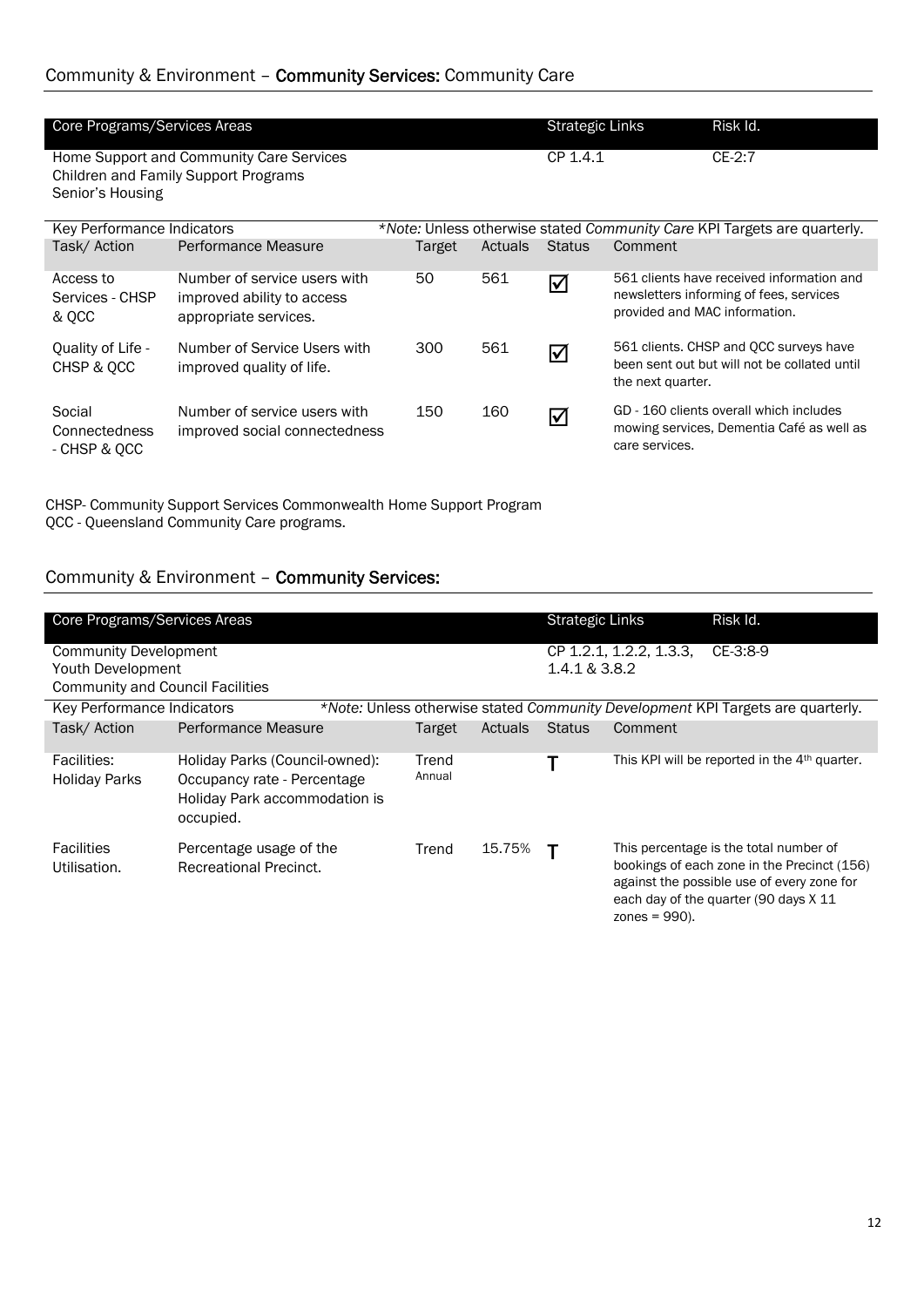## Community & Environment – **Community Services:** Community Care

| Core Programs/Services Areas | Strategic Links | Risk Id. |
|---|---|---|
| Home Support and Community Care Services<br>Children and Family Support Programs<br>Senior's Housing | CP 1.4.1 | CE-2:7 |

Key Performance Indicators — *\*Note:* Unless otherwise stated *Community Care* KPI Targets are quarterly.

| Task/ Action | Performance Measure | Target | Actuals | Status | Comment |
|---|---|---|---|---|---|
| Access to Services - CHSP & QCC | Number of service users with improved ability to access appropriate services. | 50 | 561 | ☑ | 561 clients have received information and newsletters informing of fees, services provided and MAC information. |
| Quality of Life - CHSP & QCC | Number of Service Users with improved quality of life. | 300 | 561 | ☑ | 561 clients. CHSP and QCC surveys have been sent out but will not be collated until the next quarter. |
| Social Connectedness - CHSP & QCC | Number of service users with improved social connectedness | 150 | 160 | ☑ | GD - 160 clients overall which includes mowing services, Dementia Café as well as care services. |

CHSP- Community Support Services Commonwealth Home Support Program
QCC - Queensland Community Care programs.

## Community & Environment – **Community Services:**

| Core Programs/Services Areas | Strategic Links | Risk Id. |
|---|---|---|
| Community Development<br>Youth Development<br>Community and Council Facilities | CP 1.2.1, 1.2.2, 1.3.3, 1.4.1 & 3.8.2 | CE-3:8-9 |

Key Performance Indicators — *\*Note:* Unless otherwise stated *Community Development* KPI Targets are quarterly.

| Task/ Action | Performance Measure | Target | Actuals | Status | Comment |
|---|---|---|---|---|---|
| Facilities: Holiday Parks | Holiday Parks (Council-owned): Occupancy rate - Percentage Holiday Park accommodation is occupied. | Trend Annual | | T | This KPI will be reported in the 4th quarter. |
| Facilities Utilisation. | Percentage usage of the Recreational Precinct. | Trend | 15.75% | T | This percentage is the total number of bookings of each zone in the Precinct (156) against the possible use of every zone for each day of the quarter (90 days X 11 zones = 990). |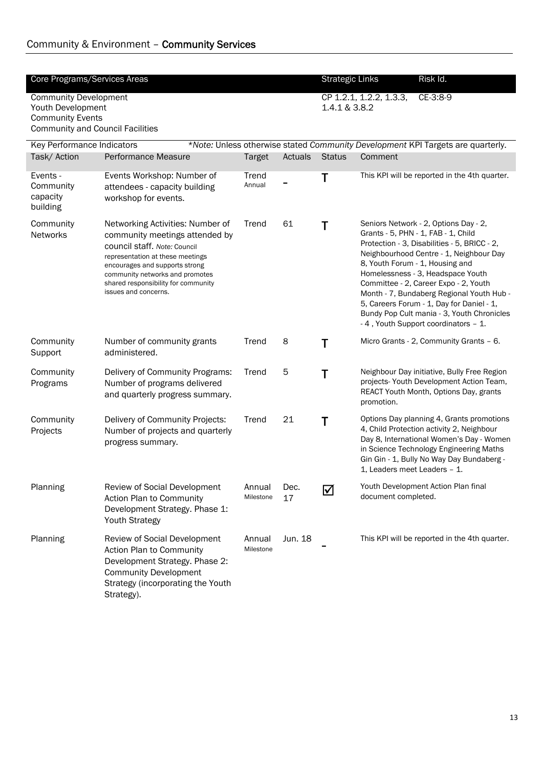## Community & Environment – **Community Services**

| Core Programs/Services Areas | Strategic Links | Risk Id. |
|---|---|---|
| Community Development<br>Youth Development<br>Community Events<br>Community and Council Facilities | CP 1.2.1, 1.2.2, 1.3.3, 1.4.1 & 3.8.2 | CE-3:8-9 |

Key Performance Indicators — *\*Note:* Unless otherwise stated *Community Development* KPI Targets are quarterly.

| Task/ Action | Performance Measure | Target | Actuals | Status | Comment |
|---|---|---|---|---|---|
| Events - Community capacity building | Events Workshop: Number of attendees - capacity building workshop for events. | Trend Annual | - | T | This KPI will be reported in the 4th quarter. |
| Community Networks | Networking Activities: Number of community meetings attended by council staff. *Note:* Council representation at these meetings encourages and supports strong community networks and promotes shared responsibility for community issues and concerns. | Trend | 61 | T | Seniors Network - 2, Options Day - 2, Grants - 5, PHN - 1, FAB - 1, Child Protection - 3, Disabilities - 5, BRICC - 2, Neighbourhood Centre - 1, Neighbour Day 8, Youth Forum - 1, Housing and Homelessness - 3, Headspace Youth Committee - 2, Career Expo - 2, Youth Month - 7, Bundaberg Regional Youth Hub - 5, Careers Forum - 1, Day for Daniel - 1, Bundy Pop Cult mania - 3, Youth Chronicles - 4 , Youth Support coordinators – 1. |
| Community Support | Number of community grants administered. | Trend | 8 | T | Micro Grants - 2, Community Grants – 6. |
| Community Programs | Delivery of Community Programs: Number of programs delivered and quarterly progress summary. | Trend | 5 | T | Neighbour Day initiative, Bully Free Region projects- Youth Development Action Team, REACT Youth Month, Options Day, grants promotion. |
| Community Projects | Delivery of Community Projects: Number of projects and quarterly progress summary. | Trend | 21 | T | Options Day planning 4, Grants promotions 4, Child Protection activity 2, Neighbour Day 8, International Women's Day - Women in Science Technology Engineering Maths Gin Gin - 1, Bully No Way Day Bundaberg - 1, Leaders meet Leaders – 1. |
| Planning | Review of Social Development Action Plan to Community Development Strategy. Phase 1: Youth Strategy | Annual Milestone | Dec. 17 | ☑ | Youth Development Action Plan final document completed. |
| Planning | Review of Social Development Action Plan to Community Development Strategy. Phase 2: Community Development Strategy (incorporating the Youth Strategy). | Annual Milestone | Jun. 18 | - | This KPI will be reported in the 4th quarter. |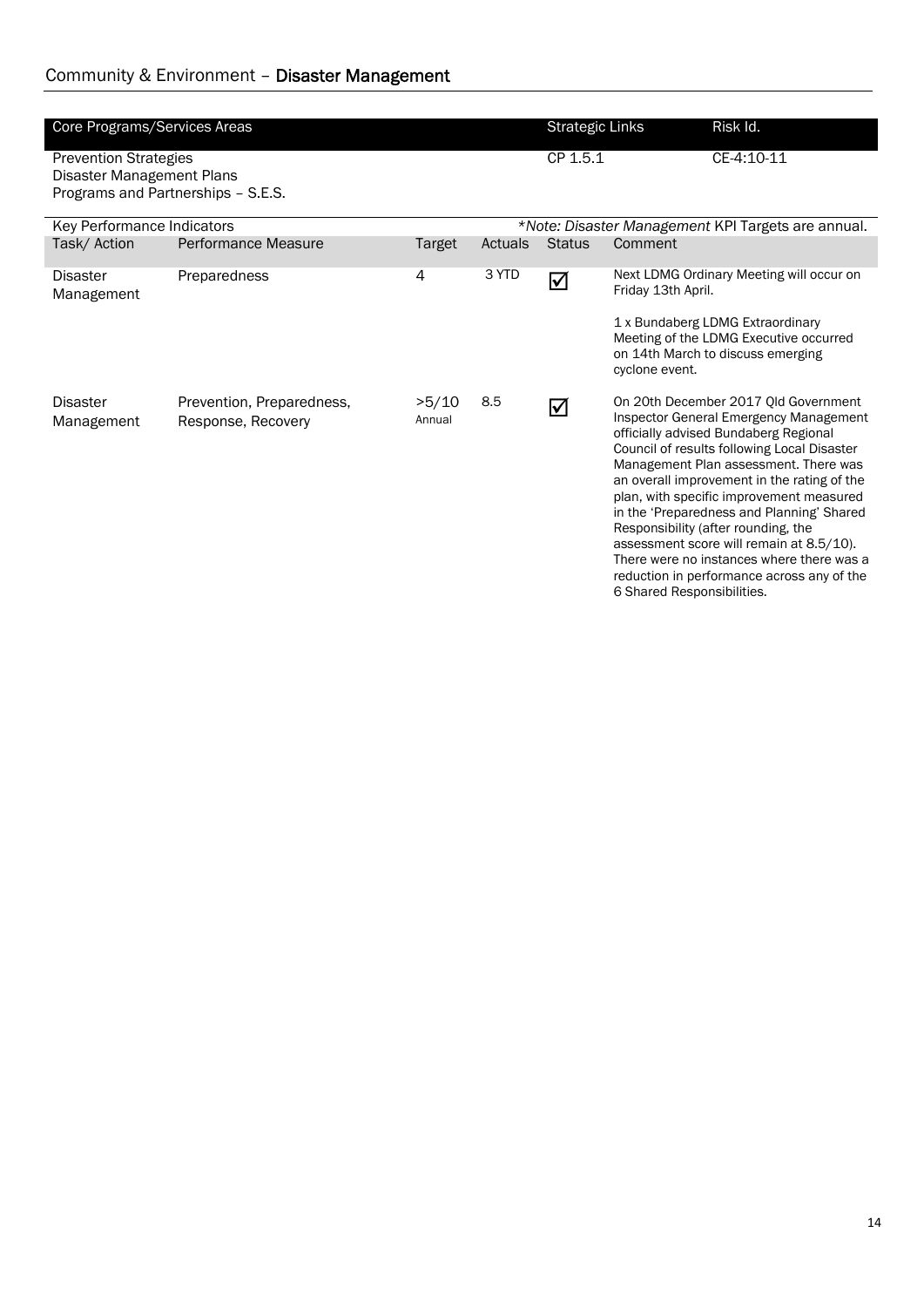## Community & Environment – **Disaster Management**

| Core Programs/Services Areas | Strategic Links | Risk Id. |
|---|---|---|
| Prevention Strategies<br>Disaster Management Plans<br>Programs and Partnerships – S.E.S. | CP 1.5.1 | CE-4:10-11 |

Key Performance Indicators — *\*Note: Disaster Management KPI Targets are annual.*

| Task/ Action | Performance Measure | Target | Actuals | Status | Comment |
|---|---|---|---|---|---|
| Disaster Management | Preparedness | 4 | 3 YTD | ☑ | Next LDMG Ordinary Meeting will occur on Friday 13th April.<br><br>1 x Bundaberg LDMG Extraordinary Meeting of the LDMG Executive occurred on 14th March to discuss emerging cyclone event. |
| Disaster Management | Prevention, Preparedness, Response, Recovery | >5/10 Annual | 8.5 | ☑ | On 20th December 2017 Qld Government Inspector General Emergency Management officially advised Bundaberg Regional Council of results following Local Disaster Management Plan assessment. There was an overall improvement in the rating of the plan, with specific improvement measured in the 'Preparedness and Planning' Shared Responsibility (after rounding, the assessment score will remain at 8.5/10). There were no instances where there was a reduction in performance across any of the 6 Shared Responsibilities. |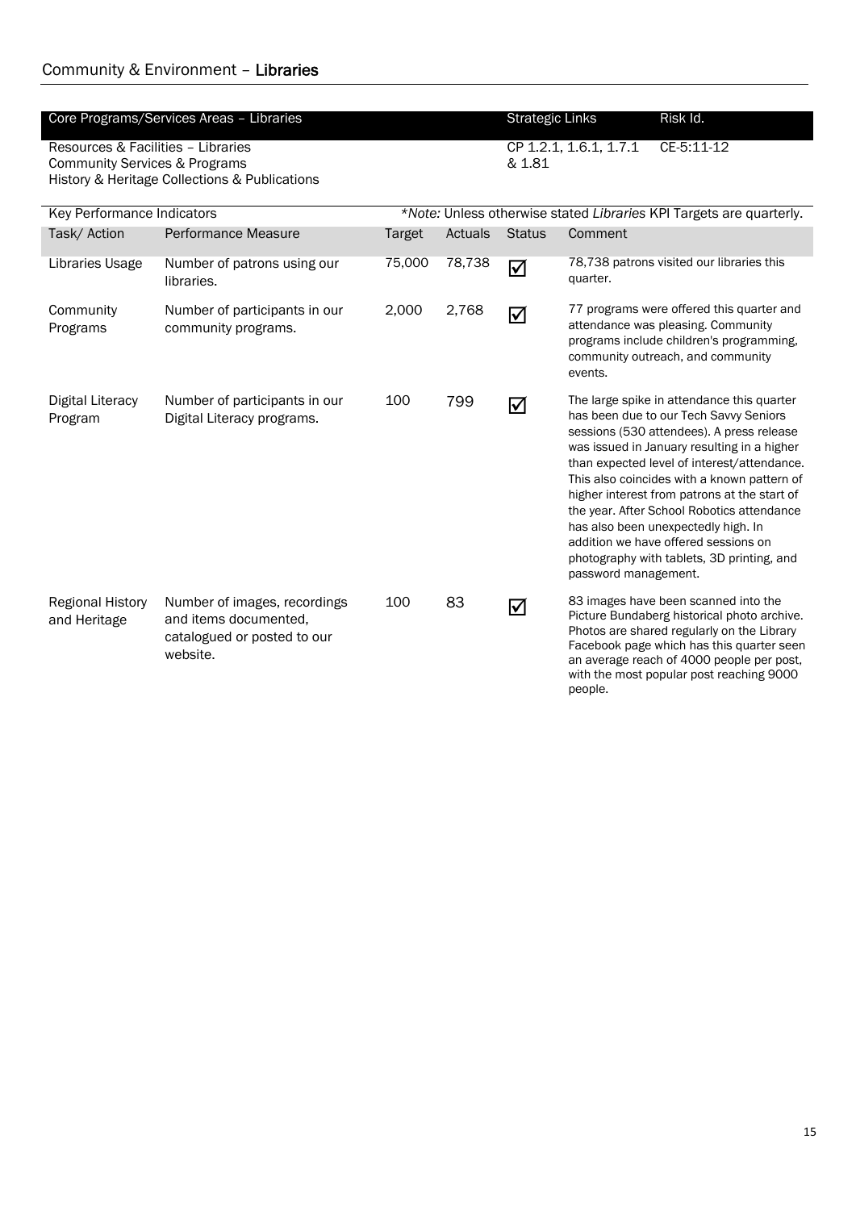## Community & Environment – **Libraries**

| Core Programs/Services Areas – Libraries | Strategic Links | Risk Id. |
|---|---|---|
| Resources & Facilities – Libraries<br>Community Services & Programs<br>History & Heritage Collections & Publications | CP 1.2.1, 1.6.1, 1.7.1 & 1.81 | CE-5:11-12 |

Key Performance Indicators

*\*Note:* Unless otherwise stated *Libraries* KPI Targets are quarterly.

| Task/ Action | Performance Measure | Target | Actuals | Status | Comment |
|---|---|---|---|---|---|
| Libraries Usage | Number of patrons using our libraries. | 75,000 | 78,738 | ☑ | 78,738 patrons visited our libraries this quarter. |
| Community Programs | Number of participants in our community programs. | 2,000 | 2,768 | ☑ | 77 programs were offered this quarter and attendance was pleasing. Community programs include children's programming, community outreach, and community events. |
| Digital Literacy Program | Number of participants in our Digital Literacy programs. | 100 | 799 | ☑ | The large spike in attendance this quarter has been due to our Tech Savvy Seniors sessions (530 attendees). A press release was issued in January resulting in a higher than expected level of interest/attendance. This also coincides with a known pattern of higher interest from patrons at the start of the year. After School Robotics attendance has also been unexpectedly high. In addition we have offered sessions on photography with tablets, 3D printing, and password management. |
| Regional History and Heritage | Number of images, recordings and items documented, catalogued or posted to our website. | 100 | 83 | ☑ | 83 images have been scanned into the Picture Bundaberg historical photo archive. Photos are shared regularly on the Library Facebook page which has this quarter seen an average reach of 4000 people per post, with the most popular post reaching 9000 people. |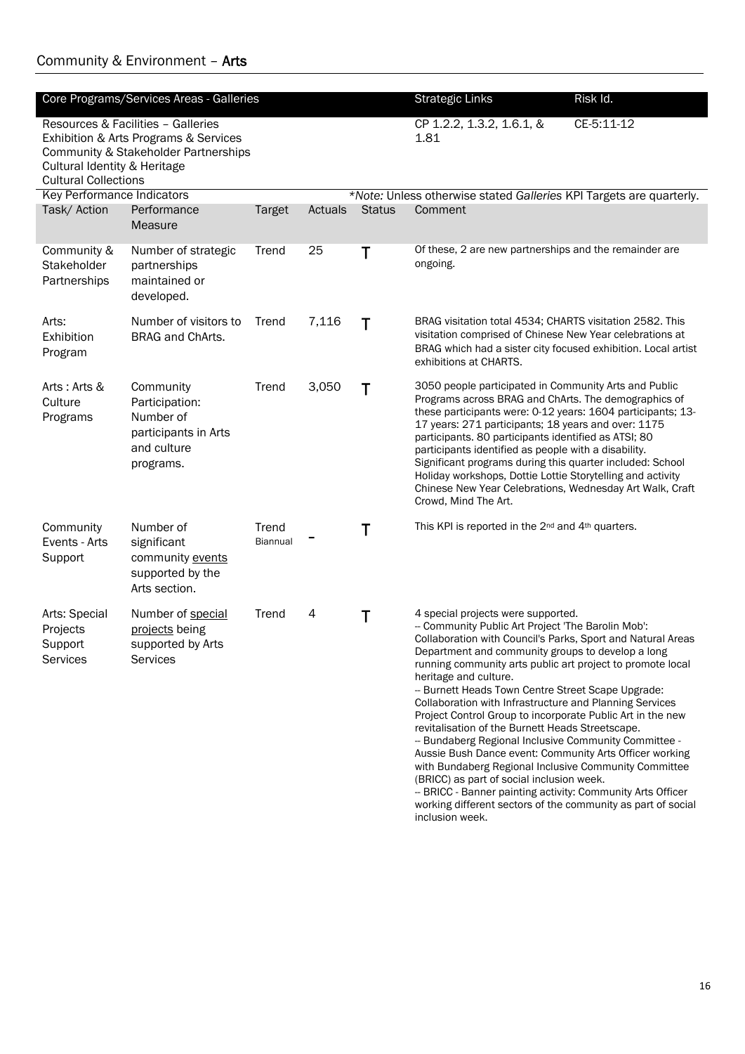## Community & Environment – **Arts**

| Core Programs/Services Areas - Galleries | | | | | Strategic Links | Risk Id. |
|---|---|---|---|---|---|---|
| Resources & Facilities – Galleries<br>Exhibition & Arts Programs & Services<br>Community & Stakeholder Partnerships<br>Cultural Identity & Heritage<br>Cultural Collections | | | | | CP 1.2.2, 1.3.2, 1.6.1, & 1.81 | CE-5:11-12 |
| Key Performance Indicators | | | | | *Note: Unless otherwise stated *Galleries* KPI Targets are quarterly. | |
| **Task/ Action** | **Performance Measure** | **Target** | **Actuals** | **Status** | **Comment** | |
| Community & Stakeholder Partnerships | Number of strategic partnerships maintained or developed. | Trend | 25 | T | Of these, 2 are new partnerships and the remainder are ongoing. | |
| Arts: Exhibition Program | Number of visitors to BRAG and ChArts. | Trend | 7,116 | T | BRAG visitation total 4534; CHARTS visitation 2582. This visitation comprised of Chinese New Year celebrations at BRAG which had a sister city focused exhibition. Local artist exhibitions at CHARTS. | |
| Arts : Arts & Culture Programs | Community Participation: Number of participants in Arts and culture programs. | Trend | 3,050 | T | 3050 people participated in Community Arts and Public Programs across BRAG and ChArts. The demographics of these participants were: 0-12 years: 1604 participants; 13-17 years: 271 participants; 18 years and over: 1175 participants. 80 participants identified as ATSI; 80 participants identified as people with a disability. Significant programs during this quarter included: School Holiday workshops, Dottie Lottie Storytelling and activity Chinese New Year Celebrations, Wednesday Art Walk, Craft Crowd, Mind The Art. | |
| Community Events - Arts Support | Number of significant community events supported by the Arts section. | Trend Biannual | - | T | This KPI is reported in the 2nd and 4th quarters. | |
| Arts: Special Projects Support Services | Number of special projects being supported by Arts Services | Trend | 4 | T | 4 special projects were supported.<br>-- Community Public Art Project 'The Barolin Mob': Collaboration with Council's Parks, Sport and Natural Areas Department and community groups to develop a long running community arts public art project to promote local heritage and culture.<br>-- Burnett Heads Town Centre Street Scape Upgrade: Collaboration with Infrastructure and Planning Services Project Control Group to incorporate Public Art in the new revitalisation of the Burnett Heads Streetscape.<br>-- Bundaberg Regional Inclusive Community Committee - Aussie Bush Dance event: Community Arts Officer working with Bundaberg Regional Inclusive Community Committee (BRICC) as part of social inclusion week.<br>-- BRICC - Banner painting activity: Community Arts Officer working different sectors of the community as part of social inclusion week. | |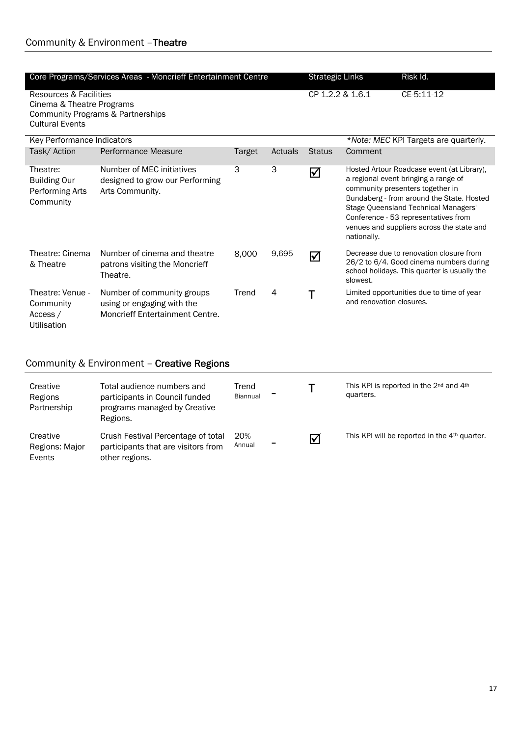## Community & Environment – Theatre

| Core Programs/Services Areas - Moncrieff Entertainment Centre | Strategic Links | Risk Id. |
|---|---|---|
| Resources & Facilities<br>Cinema & Theatre Programs<br>Community Programs & Partnerships<br>Cultural Events | CP 1.2.2 & 1.6.1 | CE-5:11-12 |

Key Performance Indicators — *\*Note: MEC KPI Targets are quarterly.*

| Task/ Action | Performance Measure | Target | Actuals | Status | Comment |
|---|---|---|---|---|---|
| Theatre: Building Our Performing Arts Community | Number of MEC initiatives designed to grow our Performing Arts Community. | 3 | 3 | ☑ | Hosted Artour Roadcase event (at Library), a regional event bringing a range of community presenters together in Bundaberg - from around the State. Hosted Stage Queensland Technical Managers' Conference - 53 representatives from venues and suppliers across the state and nationally. |
| Theatre: Cinema & Theatre | Number of cinema and theatre patrons visiting the Moncrieff Theatre. | 8,000 | 9,695 | ☑ | Decrease due to renovation closure from 26/2 to 6/4. Good cinema numbers during school holidays. This quarter is usually the slowest. |
| Theatre: Venue - Community Access / Utilisation | Number of community groups using or engaging with the Moncrieff Entertainment Centre. | Trend | 4 | T | Limited opportunities due to time of year and renovation closures. |

## Community & Environment – Creative Regions

| Task/ Action | Performance Measure | Target | Actuals | Status | Comment |
|---|---|---|---|---|---|
| Creative Regions Partnership | Total audience numbers and participants in Council funded programs managed by Creative Regions. | Trend Biannual | – | T | This KPI is reported in the 2nd and 4th quarters. |
| Creative Regions: Major Events | Crush Festival Percentage of total participants that are visitors from other regions. | 20% Annual | – | ☑ | This KPI will be reported in the 4th quarter. |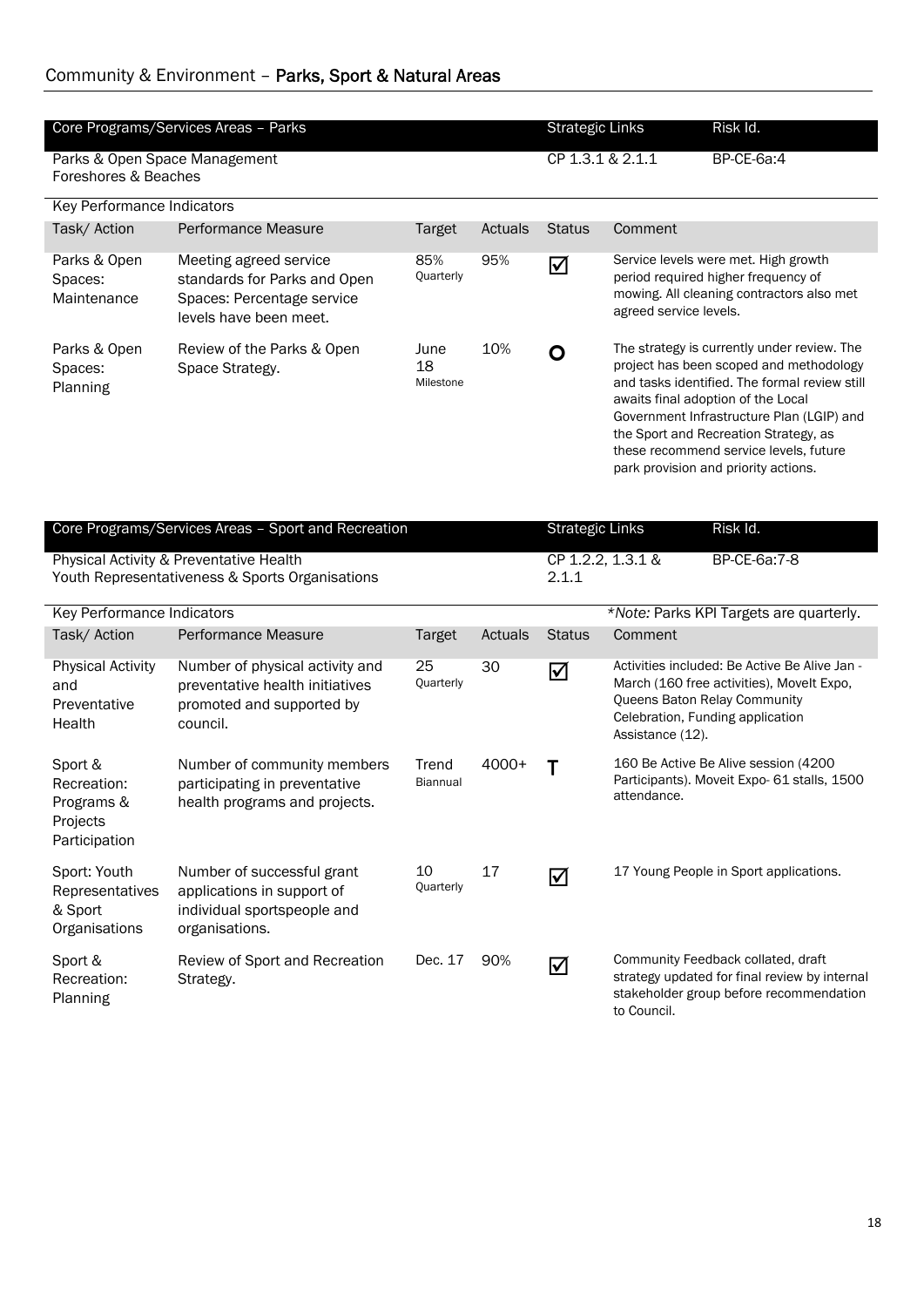## Community & Environment – **Parks, Sport & Natural Areas**

| Core Programs/Services Areas – Parks | Strategic Links | Risk Id. |
|---|---|---|
| Parks & Open Space Management<br>Foreshores & Beaches | CP 1.3.1 & 2.1.1 | BP-CE-6a:4 |

Key Performance Indicators

| Task/ Action | Performance Measure | Target | Actuals | Status | Comment |
|---|---|---|---|---|---|
| Parks & Open Spaces: Maintenance | Meeting agreed service standards for Parks and Open Spaces: Percentage service levels have been meet. | 85% Quarterly | 95% | ☑ | Service levels were met. High growth period required higher frequency of mowing. All cleaning contractors also met agreed service levels. |
| Parks & Open Spaces: Planning | Review of the Parks & Open Space Strategy. | June 18 Milestone | 10% | O | The strategy is currently under review. The project has been scoped and methodology and tasks identified. The formal review still awaits final adoption of the Local Government Infrastructure Plan (LGIP) and the Sport and Recreation Strategy, as these recommend service levels, future park provision and priority actions. |

| Core Programs/Services Areas – Sport and Recreation | Strategic Links | Risk Id. |
|---|---|---|
| Physical Activity & Preventative Health<br>Youth Representativeness & Sports Organisations | CP 1.2.2, 1.3.1 & 2.1.1 | BP-CE-6a:7-8 |

Key Performance Indicators *Note: Parks KPI Targets are quarterly.*

| Task/ Action | Performance Measure | Target | Actuals | Status | Comment |
|---|---|---|---|---|---|
| Physical Activity and Preventative Health | Number of physical activity and preventative health initiatives promoted and supported by council. | 25 Quarterly | 30 | ☑ | Activities included: Be Active Be Alive Jan - March (160 free activities), MoveIt Expo, Queens Baton Relay Community Celebration, Funding application Assistance (12). |
| Sport & Recreation: Programs & Projects Participation | Number of community members participating in preventative health programs and projects. | Trend Biannual | 4000+ | T | 160 Be Active Be Alive session (4200 Participants). Moveit Expo- 61 stalls, 1500 attendance. |
| Sport: Youth Representatives & Sport Organisations | Number of successful grant applications in support of individual sportspeople and organisations. | 10 Quarterly | 17 | ☑ | 17 Young People in Sport applications. |
| Sport & Recreation: Planning | Review of Sport and Recreation Strategy. | Dec. 17 | 90% | ☑ | Community Feedback collated, draft strategy updated for final review by internal stakeholder group before recommendation to Council. |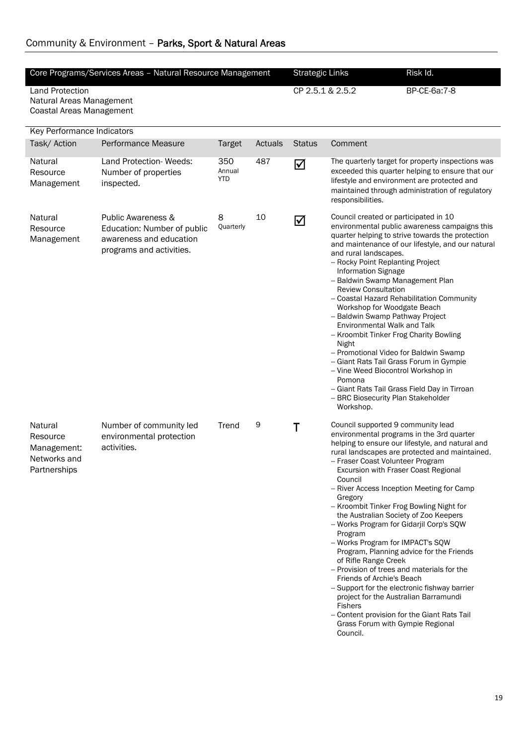# Community & Environment – **Parks, Sport & Natural Areas**

| Core Programs/Services Areas – Natural Resource Management | Strategic Links | Risk Id. |
|---|---|---|
| Land Protection<br>Natural Areas Management<br>Coastal Areas Management | CP 2.5.1 & 2.5.2 | BP-CE-6a:7-8 |

Key Performance Indicators

| Task/ Action | Performance Measure | Target | Actuals | Status | Comment |
|---|---|---|---|---|---|
| Natural Resource Management | Land Protection- Weeds: Number of properties inspected. | 350 Annual YTD | 487 | ☑ | The quarterly target for property inspections was exceeded this quarter helping to ensure that our lifestyle and environment are protected and maintained through administration of regulatory responsibilities. |
| Natural Resource Management | Public Awareness & Education: Number of public awareness and education programs and activities. | 8 Quarterly | 10 | ☑ | Council created or participated in 10 environmental public awareness campaigns this quarter helping to strive towards the protection and maintenance of our lifestyle, and our natural and rural landscapes.<br>-- Rocky Point Replanting Project Information Signage<br>-- Baldwin Swamp Management Plan Review Consultation<br>-- Coastal Hazard Rehabilitation Community Workshop for Woodgate Beach<br>-- Baldwin Swamp Pathway Project Environmental Walk and Talk<br>-- Kroombit Tinker Frog Charity Bowling Night<br>-- Promotional Video for Baldwin Swamp<br>-- Giant Rats Tail Grass Forum in Gympie<br>-- Vine Weed Biocontrol Workshop in Pomona<br>-- Giant Rats Tail Grass Field Day in Tirroan<br>-- BRC Biosecurity Plan Stakeholder Workshop. |
| Natural Resource Management: Networks and Partnerships | Number of community led environmental protection activities. | Trend | 9 | T | Council supported 9 community lead environmental programs in the 3rd quarter helping to ensure our lifestyle, and natural and rural landscapes are protected and maintained.<br>-- Fraser Coast Volunteer Program Excursion with Fraser Coast Regional Council<br>-- River Access Inception Meeting for Camp Gregory<br>-- Kroombit Tinker Frog Bowling Night for the Australian Society of Zoo Keepers<br>-- Works Program for Gidarjil Corp's SQW Program<br>-- Works Program for IMPACT's SQW Program, Planning advice for the Friends of Rifle Range Creek<br>-- Provision of trees and materials for the Friends of Archie's Beach<br>-- Support for the electronic fishway barrier project for the Australian Barramundi Fishers<br>-- Content provision for the Giant Rats Tail Grass Forum with Gympie Regional Council. |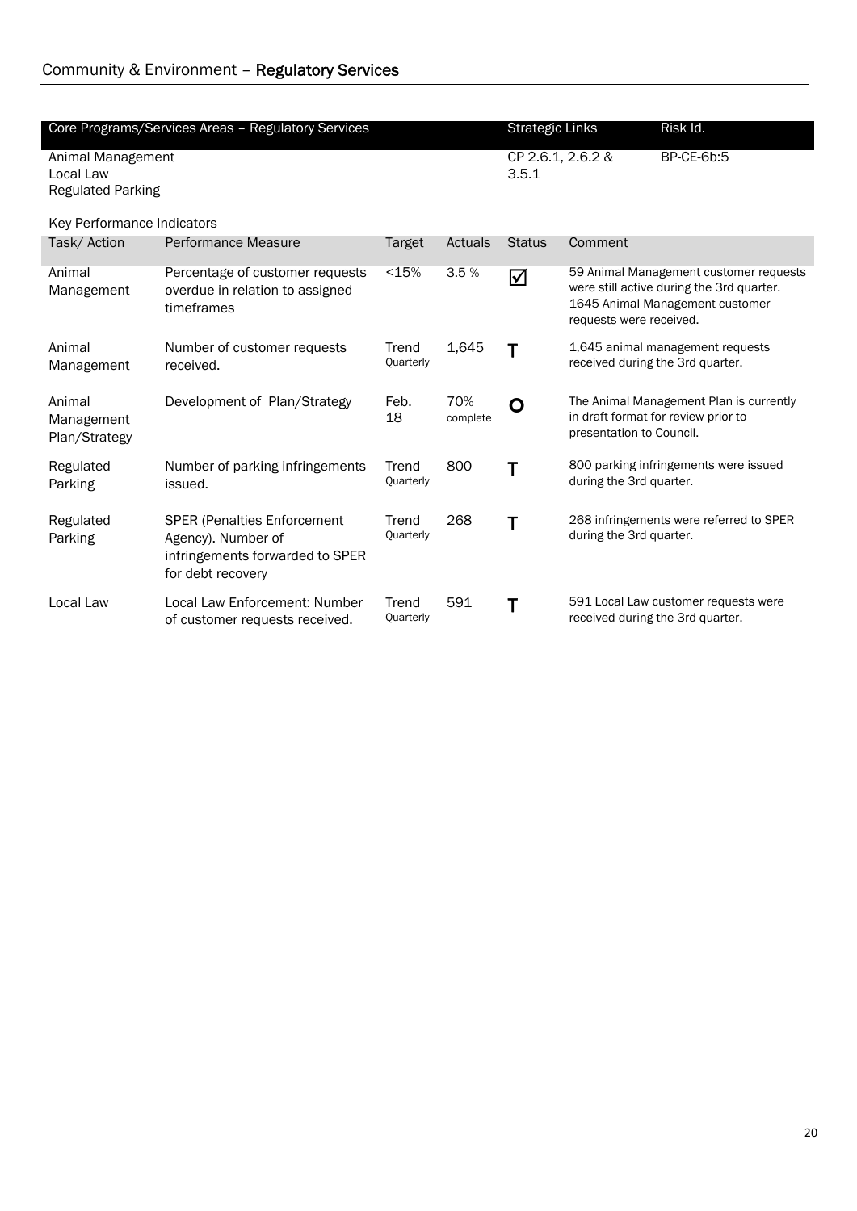## Community & Environment – **Regulatory Services**

| Core Programs/Services Areas – Regulatory Services | Strategic Links | Risk Id. |
|---|---|---|
| Animal Management<br>Local Law<br>Regulated Parking | CP 2.6.1, 2.6.2 & 3.5.1 | BP-CE-6b:5 |

Key Performance Indicators

| Task/ Action | Performance Measure | Target | Actuals | Status | Comment |
|---|---|---|---|---|---|
| Animal Management | Percentage of customer requests overdue in relation to assigned timeframes | <15% | 3.5 % | ☑ | 59 Animal Management customer requests were still active during the 3rd quarter. 1645 Animal Management customer requests were received. |
| Animal Management | Number of customer requests received. | Trend Quarterly | 1,645 | T | 1,645 animal management requests received during the 3rd quarter. |
| Animal Management Plan/Strategy | Development of Plan/Strategy | Feb. 18 | 70% complete | O | The Animal Management Plan is currently in draft format for review prior to presentation to Council. |
| Regulated Parking | Number of parking infringements issued. | Trend Quarterly | 800 | T | 800 parking infringements were issued during the 3rd quarter. |
| Regulated Parking | SPER (Penalties Enforcement Agency). Number of infringements forwarded to SPER for debt recovery | Trend Quarterly | 268 | T | 268 infringements were referred to SPER during the 3rd quarter. |
| Local Law | Local Law Enforcement: Number of customer requests received. | Trend Quarterly | 591 | T | 591 Local Law customer requests were received during the 3rd quarter. |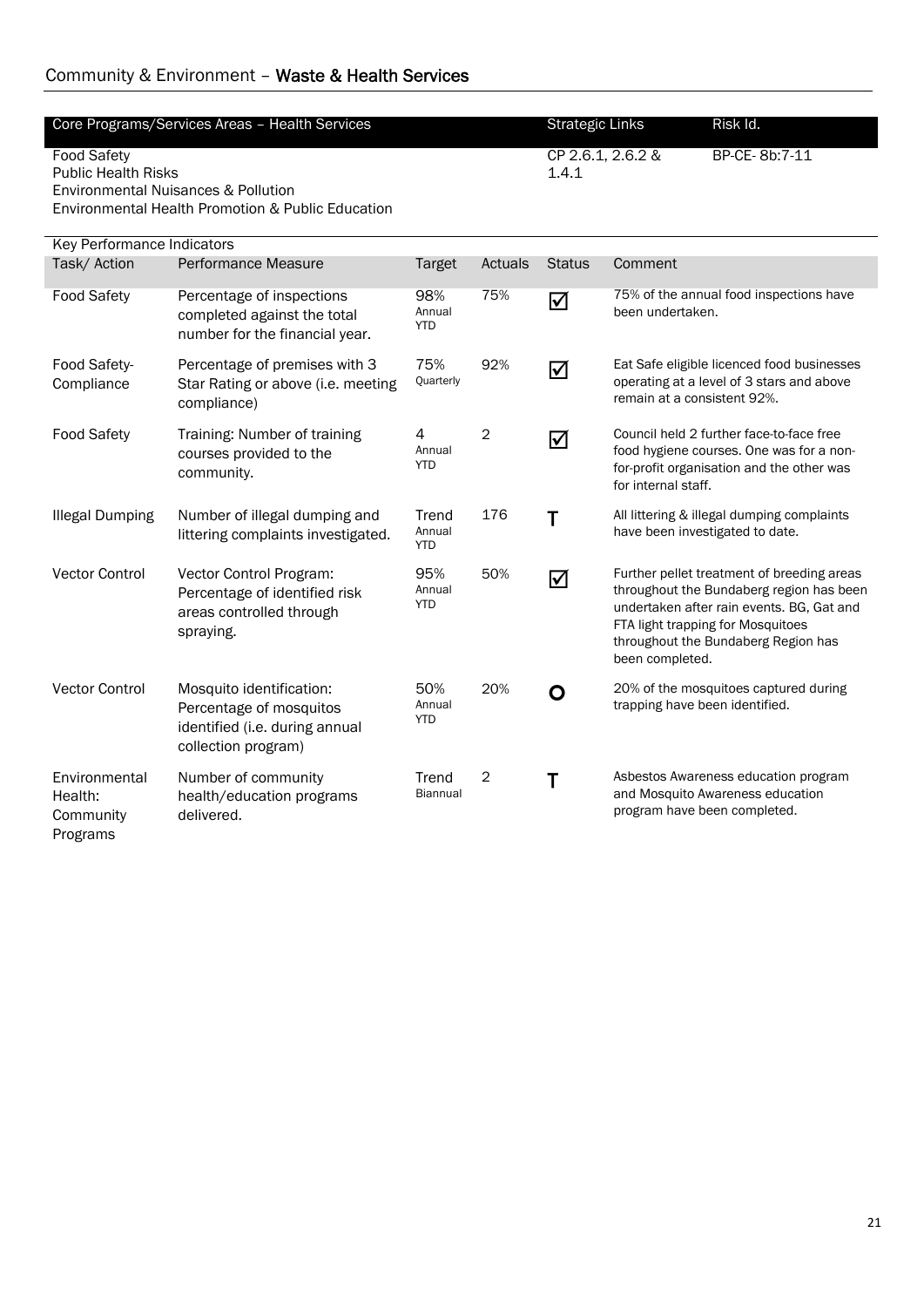## Community & Environment – **Waste & Health Services**

| Core Programs/Services Areas – Health Services | Strategic Links | Risk Id. |
|---|---|---|
| Food Safety<br>Public Health Risks<br>Environmental Nuisances & Pollution<br>Environmental Health Promotion & Public Education | CP 2.6.1, 2.6.2 & 1.4.1 | BP-CE- 8b:7-11 |

Key Performance Indicators

| Task/ Action | Performance Measure | Target | Actuals | Status | Comment |
|---|---|---|---|---|---|
| Food Safety | Percentage of inspections completed against the total number for the financial year. | 98% Annual YTD | 75% | ☑ | 75% of the annual food inspections have been undertaken. |
| Food Safety-Compliance | Percentage of premises with 3 Star Rating or above (i.e. meeting compliance) | 75% Quarterly | 92% | ☑ | Eat Safe eligible licenced food businesses operating at a level of 3 stars and above remain at a consistent 92%. |
| Food Safety | Training: Number of training courses provided to the community. | 4 Annual YTD | 2 | ☑ | Council held 2 further face-to-face free food hygiene courses. One was for a non-for-profit organisation and the other was for internal staff. |
| Illegal Dumping | Number of illegal dumping and littering complaints investigated. | Trend Annual YTD | 176 | T | All littering & illegal dumping complaints have been investigated to date. |
| Vector Control | Vector Control Program: Percentage of identified risk areas controlled through spraying. | 95% Annual YTD | 50% | ☑ | Further pellet treatment of breeding areas throughout the Bundaberg region has been undertaken after rain events. BG, Gat and FTA light trapping for Mosquitoes throughout the Bundaberg Region has been completed. |
| Vector Control | Mosquito identification: Percentage of mosquitos identified (i.e. during annual collection program) | 50% Annual YTD | 20% | O | 20% of the mosquitoes captured during trapping have been identified. |
| Environmental Health: Community Programs | Number of community health/education programs delivered. | Trend Biannual | 2 | T | Asbestos Awareness education program and Mosquito Awareness education program have been completed. |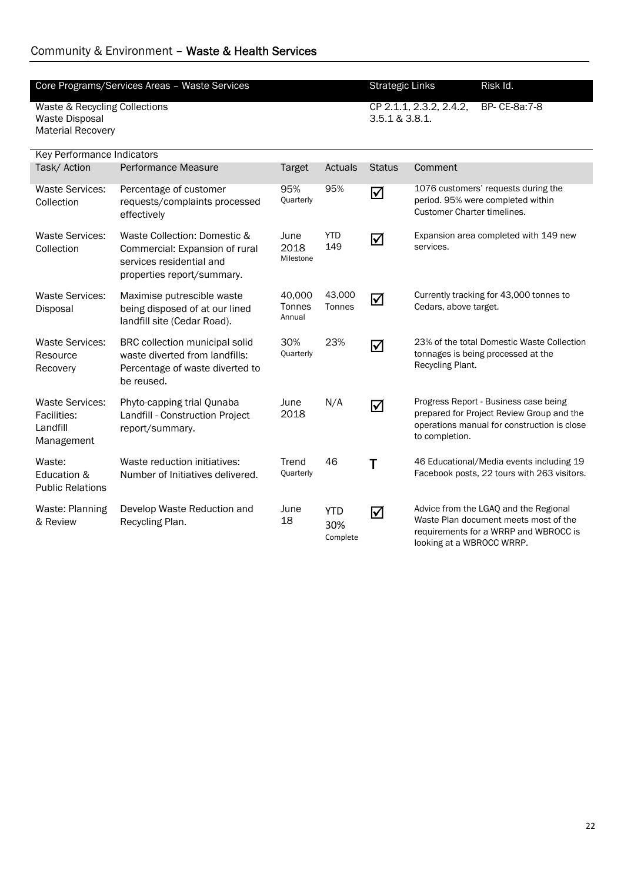## Community & Environment – **Waste & Health Services**

| Core Programs/Services Areas – Waste Services | Strategic Links | Risk Id. |
| --- | --- | --- |
| Waste & Recycling Collections<br>Waste Disposal<br>Material Recovery | CP 2.1.1, 2.3.2, 2.4.2, 3.5.1 & 3.8.1. | BP- CE-8a:7-8 |

Key Performance Indicators

| Task/ Action | Performance Measure | Target | Actuals | Status | Comment |
| --- | --- | --- | --- | --- | --- |
| Waste Services: Collection | Percentage of customer requests/complaints processed effectively | 95% Quarterly | 95% | ☑ | 1076 customers' requests during the period. 95% were completed within Customer Charter timelines. |
| Waste Services: Collection | Waste Collection: Domestic & Commercial: Expansion of rural services residential and properties report/summary. | June 2018 Milestone | YTD 149 | ☑ | Expansion area completed with 149 new services. |
| Waste Services: Disposal | Maximise putrescible waste being disposed of at our lined landfill site (Cedar Road). | 40,000 Tonnes Annual | 43,000 Tonnes | ☑ | Currently tracking for 43,000 tonnes to Cedars, above target. |
| Waste Services: Resource Recovery | BRC collection municipal solid waste diverted from landfills: Percentage of waste diverted to be reused. | 30% Quarterly | 23% | ☑ | 23% of the total Domestic Waste Collection tonnages is being processed at the Recycling Plant. |
| Waste Services: Facilities: Landfill Management | Phyto-capping trial Qunaba Landfill - Construction Project report/summary. | June 2018 | N/A | ☑ | Progress Report - Business case being prepared for Project Review Group and the operations manual for construction is close to completion. |
| Waste: Education & Public Relations | Waste reduction initiatives: Number of Initiatives delivered. | Trend Quarterly | 46 | T | 46 Educational/Media events including 19 Facebook posts, 22 tours with 263 visitors. |
| Waste: Planning & Review | Develop Waste Reduction and Recycling Plan. | June 18 | YTD 30% Complete | ☑ | Advice from the LGAQ and the Regional Waste Plan document meets most of the requirements for a WRRP and WBROCC is looking at a WBROCC WRRP. |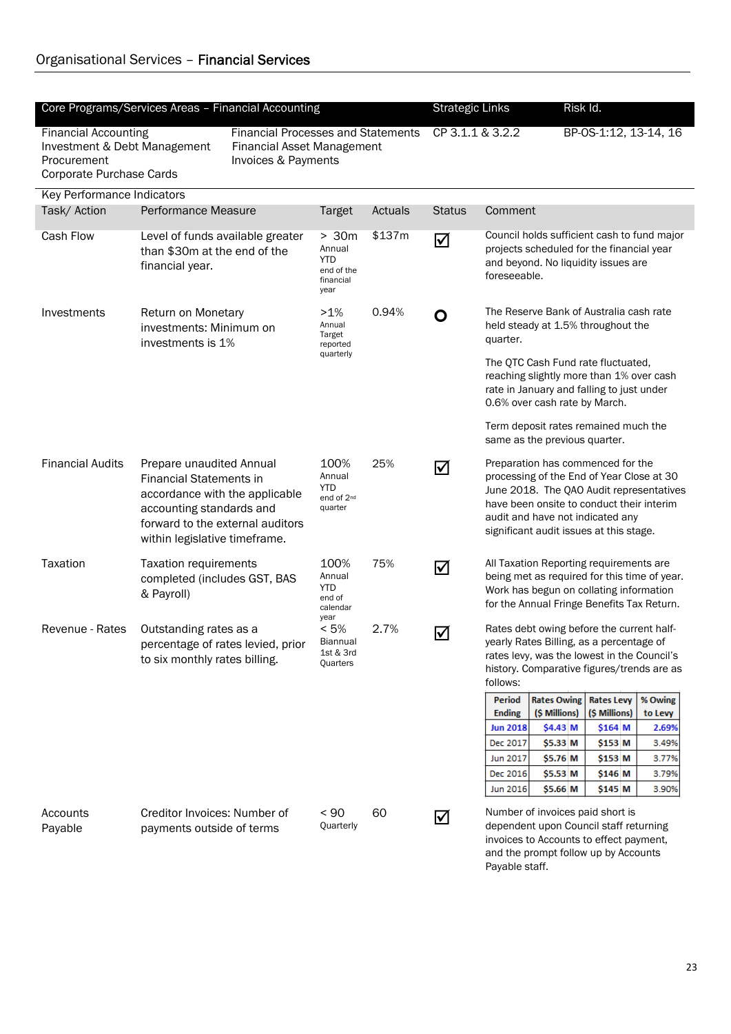## Organisational Services – **Financial Services**

| Core Programs/Services Areas – Financial Accounting | | Strategic Links | Risk Id. |
|---|---|---|---|
| Financial Accounting<br>Investment & Debt Management<br>Procurement<br>Corporate Purchase Cards | Financial Processes and Statements<br>Financial Asset Management<br>Invoices & Payments | CP 3.1.1 & 3.2.2 | BP-OS-1:12, 13-14, 16 |

**Key Performance Indicators**

| Task/ Action | Performance Measure | Target | Actuals | Status | Comment |
|---|---|---|---|---|---|
| Cash Flow | Level of funds available greater than $30m at the end of the financial year. | > 30m<br>Annual YTD end of the financial year | $137m | ☑ | Council holds sufficient cash to fund major projects scheduled for the financial year and beyond. No liquidity issues are foreseeable. |
| Investments | Return on Monetary investments: Minimum on investments is 1% | >1%<br>Annual Target reported quarterly | 0.94% | O | The Reserve Bank of Australia cash rate held steady at 1.5% throughout the quarter.<br><br>The QTC Cash Fund rate fluctuated, reaching slightly more than 1% over cash rate in January and falling to just under 0.6% over cash rate by March.<br><br>Term deposit rates remained much the same as the previous quarter. |
| Financial Audits | Prepare unaudited Annual Financial Statements in accordance with the applicable accounting standards and forward to the external auditors within legislative timeframe. | 100%<br>Annual YTD end of 2nd quarter | 25% | ☑ | Preparation has commenced for the processing of the End of Year Close at 30 June 2018. The QAO Audit representatives have been onsite to conduct their interim audit and have not indicated any significant audit issues at this stage. |
| Taxation | Taxation requirements completed (includes GST, BAS & Payroll) | 100%<br>Annual YTD end of calendar year | 75% | ☑ | All Taxation Reporting requirements are being met as required for this time of year. Work has begun on collating information for the Annual Fringe Benefits Tax Return. |
| Revenue - Rates | Outstanding rates as a percentage of rates levied, prior to six monthly rates billing. | < 5%<br>Biannual 1st & 3rd Quarters | 2.7% | ☑ | Rates debt owing before the current half-yearly Rates Billing, as a percentage of rates levy, was the lowest in the Council's history. Comparative figures/trends are as follows: |
| Accounts Payable | Creditor Invoices: Number of payments outside of terms | < 90<br>Quarterly | 60 | ☑ | Number of invoices paid short is dependent upon Council staff returning invoices to Accounts to effect payment, and the prompt follow up by Accounts Payable staff. |

| Period Ending | Rates Owing ($ Millions) | Rates Levy ($ Millions) | % Owing to Levy |
|---|---|---|---|
| Jun 2018 | $4.43 M | $164 M | 2.69% |
| Dec 2017 | $5.33 M | $153 M | 3.49% |
| Jun 2017 | $5.76 M | $153 M | 3.77% |
| Dec 2016 | $5.53 M | $146 M | 3.79% |
| Jun 2016 | $5.66 M | $145 M | 3.90% |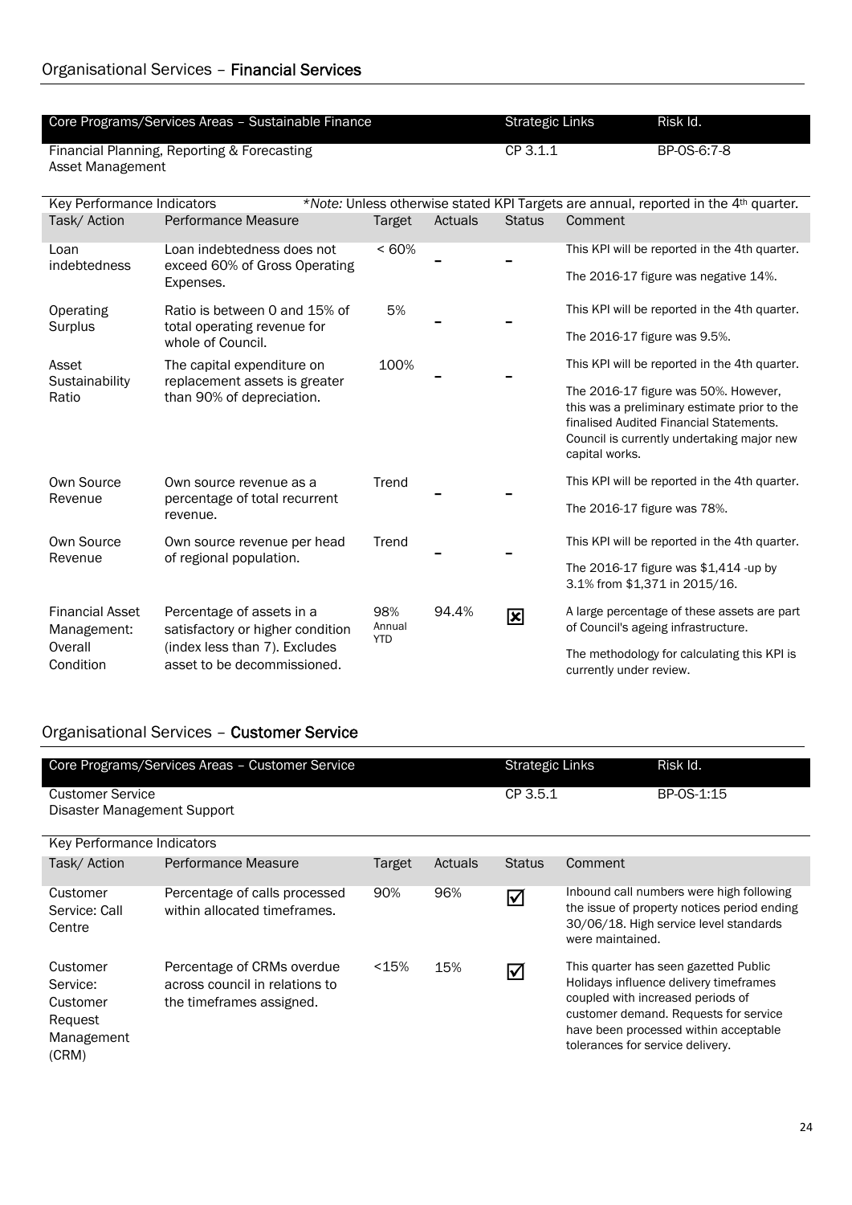## Organisational Services – **Financial Services**

| Core Programs/Services Areas – Sustainable Finance | Strategic Links | Risk Id. |
|---|---|---|
| Financial Planning, Reporting & Forecasting<br>Asset Management | CP 3.1.1 | BP-OS-6:7-8 |

Key Performance Indicators — **Note:** Unless otherwise stated KPI Targets are annual, reported in the 4th quarter.

| Task/ Action | Performance Measure | Target | Actuals | Status | Comment |
|---|---|---|---|---|---|
| Loan indebtedness | Loan indebtedness does not exceed 60% of Gross Operating Expenses. | < 60% | – | – | This KPI will be reported in the 4th quarter.<br>The 2016-17 figure was negative 14%. |
| Operating Surplus | Ratio is between 0 and 15% of total operating revenue for whole of Council. | 5% | – | – | This KPI will be reported in the 4th quarter.<br>The 2016-17 figure was 9.5%. |
| Asset Sustainability Ratio | The capital expenditure on replacement assets is greater than 90% of depreciation. | 100% | – | – | This KPI will be reported in the 4th quarter.<br>The 2016-17 figure was 50%. However, this was a preliminary estimate prior to the finalised Audited Financial Statements. Council is currently undertaking major new capital works. |
| Own Source Revenue | Own source revenue as a percentage of total recurrent revenue. | Trend | – | – | This KPI will be reported in the 4th quarter.<br>The 2016-17 figure was 78%. |
| Own Source Revenue | Own source revenue per head of regional population. | Trend | – | – | This KPI will be reported in the 4th quarter.<br>The 2016-17 figure was $1,414 -up by 3.1% from $1,371 in 2015/16. |
| Financial Asset Management: Overall Condition | Percentage of assets in a satisfactory or higher condition (index less than 7). Excludes asset to be decommissioned. | 98% Annual YTD | 94.4% | ☒ | A large percentage of these assets are part of Council's ageing infrastructure.<br>The methodology for calculating this KPI is currently under review. |

## Organisational Services – **Customer Service**

| Core Programs/Services Areas – Customer Service | Strategic Links | Risk Id. |
|---|---|---|
| Customer Service<br>Disaster Management Support | CP 3.5.1 | BP-OS-1:15 |

Key Performance Indicators

| Task/ Action | Performance Measure | Target | Actuals | Status | Comment |
|---|---|---|---|---|---|
| Customer Service: Call Centre | Percentage of calls processed within allocated timeframes. | 90% | 96% | ☑ | Inbound call numbers were high following the issue of property notices period ending 30/06/18. High service level standards were maintained. |
| Customer Service: Customer Request Management (CRM) | Percentage of CRMs overdue across council in relations to the timeframes assigned. | <15% | 15% | ☑ | This quarter has seen gazetted Public Holidays influence delivery timeframes coupled with increased periods of customer demand. Requests for service have been processed within acceptable tolerances for service delivery. |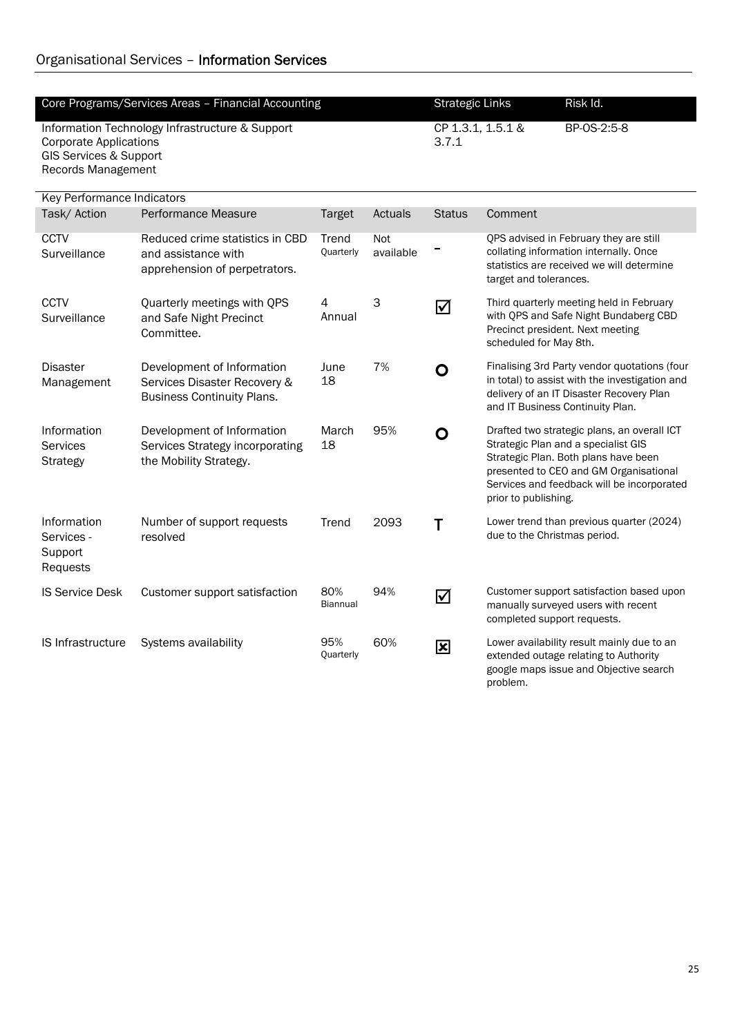## Organisational Services – **Information Services**

| Core Programs/Services Areas – Financial Accounting | Strategic Links | Risk Id. |
|---|---|---|
| Information Technology Infrastructure & Support<br>Corporate Applications<br>GIS Services & Support<br>Records Management | CP 1.3.1, 1.5.1 & 3.7.1 | BP-OS-2:5-8 |

Key Performance Indicators

| Task/ Action | Performance Measure | Target | Actuals | Status | Comment |
|---|---|---|---|---|---|
| CCTV Surveillance | Reduced crime statistics in CBD and assistance with apprehension of perpetrators. | Trend Quarterly | Not available | – | QPS advised in February they are still collating information internally. Once statistics are received we will determine target and tolerances. |
| CCTV Surveillance | Quarterly meetings with QPS and Safe Night Precinct Committee. | 4 Annual | 3 | ☑ | Third quarterly meeting held in February with QPS and Safe Night Bundaberg CBD Precinct president. Next meeting scheduled for May 8th. |
| Disaster Management | Development of Information Services Disaster Recovery & Business Continuity Plans. | June 18 | 7% | O | Finalising 3rd Party vendor quotations (four in total) to assist with the investigation and delivery of an IT Disaster Recovery Plan and IT Business Continuity Plan. |
| Information Services Strategy | Development of Information Services Strategy incorporating the Mobility Strategy. | March 18 | 95% | O | Drafted two strategic plans, an overall ICT Strategic Plan and a specialist GIS Strategic Plan. Both plans have been presented to CEO and GM Organisational Services and feedback will be incorporated prior to publishing. |
| Information Services - Support Requests | Number of support requests resolved | Trend | 2093 | T | Lower trend than previous quarter (2024) due to the Christmas period. |
| IS Service Desk | Customer support satisfaction | 80% Biannual | 94% | ☑ | Customer support satisfaction based upon manually surveyed users with recent completed support requests. |
| IS Infrastructure | Systems availability | 95% Quarterly | 60% | ☒ | Lower availability result mainly due to an extended outage relating to Authority google maps issue and Objective search problem. |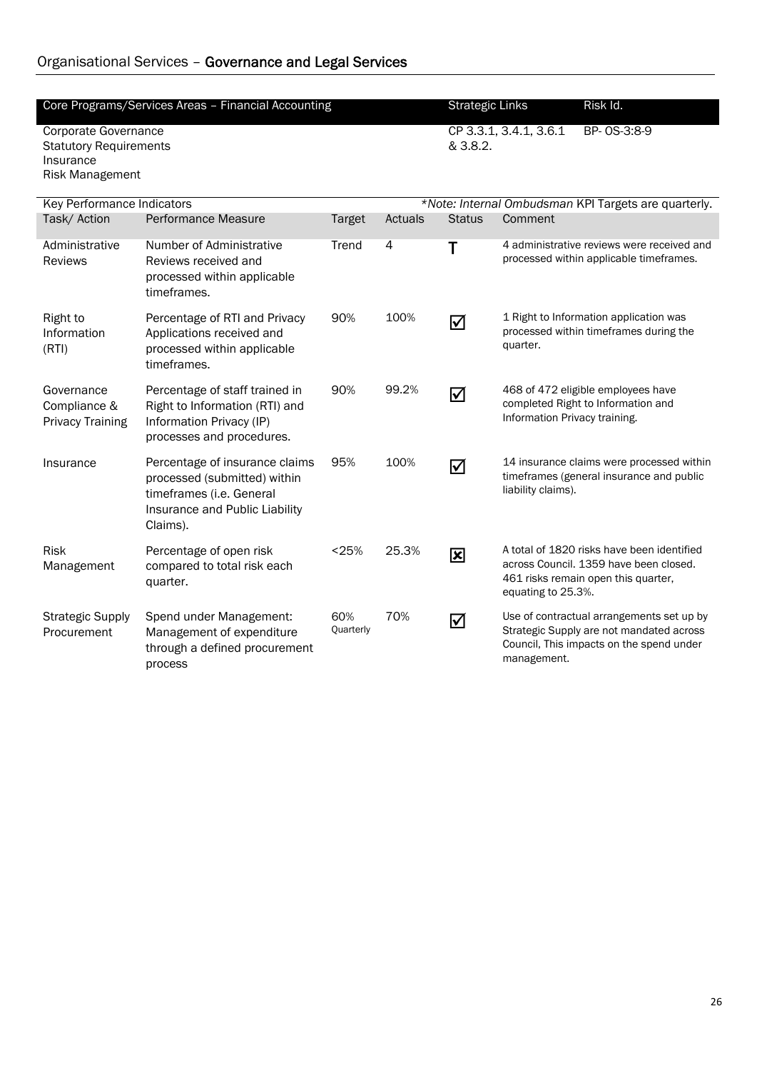## Organisational Services – **Governance and Legal Services**

| Core Programs/Services Areas – Financial Accounting | Strategic Links | Risk Id. |
|---|---|---|
| Corporate Governance<br>Statutory Requirements<br>Insurance<br>Risk Management | CP 3.3.1, 3.4.1, 3.6.1 & 3.8.2. | BP- OS-3:8-9 |

Key Performance Indicators

*\*Note: Internal Ombudsman KPI Targets are quarterly.*

| Task/ Action | Performance Measure | Target | Actuals | Status | Comment |
|---|---|---|---|---|---|
| Administrative Reviews | Number of Administrative Reviews received and processed within applicable timeframes. | Trend | 4 | T | 4 administrative reviews were received and processed within applicable timeframes. |
| Right to Information (RTI) | Percentage of RTI and Privacy Applications received and processed within applicable timeframes. | 90% | 100% | ☑ | 1 Right to Information application was processed within timeframes during the quarter. |
| Governance Compliance & Privacy Training | Percentage of staff trained in Right to Information (RTI) and Information Privacy (IP) processes and procedures. | 90% | 99.2% | ☑ | 468 of 472 eligible employees have completed Right to Information and Information Privacy training. |
| Insurance | Percentage of insurance claims processed (submitted) within timeframes (i.e. General Insurance and Public Liability Claims). | 95% | 100% | ☑ | 14 insurance claims were processed within timeframes (general insurance and public liability claims). |
| Risk Management | Percentage of open risk compared to total risk each quarter. | <25% | 25.3% | ☒ | A total of 1820 risks have been identified across Council. 1359 have been closed. 461 risks remain open this quarter, equating to 25.3%. |
| Strategic Supply Procurement | Spend under Management: Management of expenditure through a defined procurement process | 60% Quarterly | 70% | ☑ | Use of contractual arrangements set up by Strategic Supply are not mandated across Council, This impacts on the spend under management. |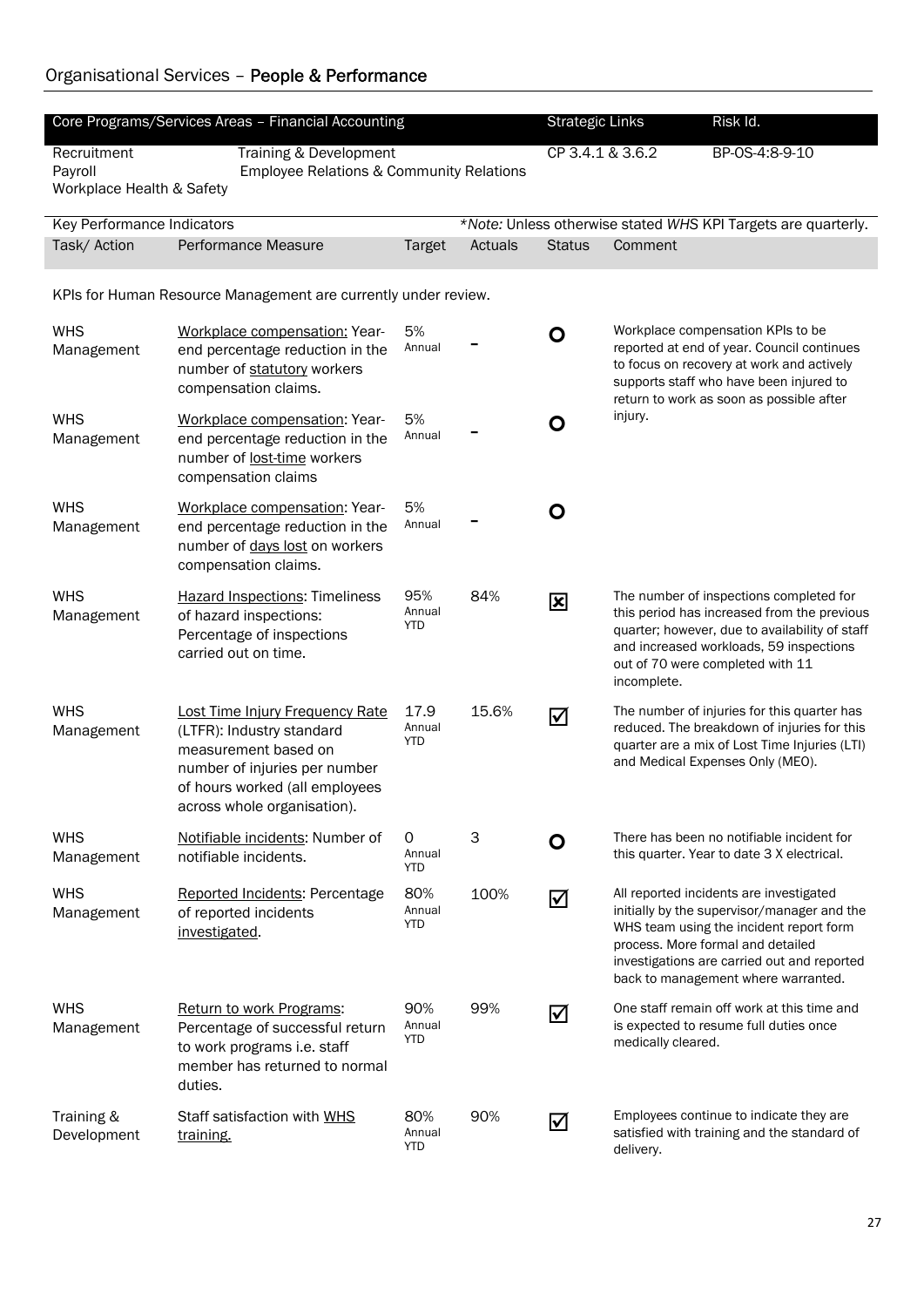## Organisational Services – **People & Performance**

| Core Programs/Services Areas – Financial Accounting | | Strategic Links | Risk Id. |
|---|---|---|---|
| Recruitment<br>Payroll<br>Workplace Health & Safety | Training & Development<br>Employee Relations & Community Relations | CP 3.4.1 & 3.6.2 | BP-OS-4:8-9-10 |

Key Performance Indicators — **Note:* Unless otherwise stated *WHS* KPI Targets are quarterly.

| Task/ Action | Performance Measure | Target | Actuals | Status | Comment |
|---|---|---|---|---|---|
| KPIs for Human Resource Management are currently under review. | | | | | |
| WHS Management | Workplace compensation: Year-end percentage reduction in the number of statutory workers compensation claims. | 5% Annual | – | O | Workplace compensation KPIs to be reported at end of year. Council continues to focus on recovery at work and actively supports staff who have been injured to return to work as soon as possible after injury. |
| WHS Management | Workplace compensation: Year-end percentage reduction in the number of lost-time workers compensation claims | 5% Annual | – | O | |
| WHS Management | Workplace compensation: Year-end percentage reduction in the number of days lost on workers compensation claims. | 5% Annual | – | O | |
| WHS Management | Hazard Inspections: Timeliness of hazard inspections: Percentage of inspections carried out on time. | 95% Annual YTD | 84% | ☒ | The number of inspections completed for this period has increased from the previous quarter; however, due to availability of staff and increased workloads, 59 inspections out of 70 were completed with 11 incomplete. |
| WHS Management | Lost Time Injury Frequency Rate (LTFR): Industry standard measurement based on number of injuries per number of hours worked (all employees across whole organisation). | 17.9 Annual YTD | 15.6% | ☑ | The number of injuries for this quarter has reduced. The breakdown of injuries for this quarter are a mix of Lost Time Injuries (LTI) and Medical Expenses Only (MEO). |
| WHS Management | Notifiable incidents: Number of notifiable incidents. | 0 Annual YTD | 3 | O | There has been no notifiable incident for this quarter. Year to date 3 X electrical. |
| WHS Management | Reported Incidents: Percentage of reported incidents investigated. | 80% Annual YTD | 100% | ☑ | All reported incidents are investigated initially by the supervisor/manager and the WHS team using the incident report form process. More formal and detailed investigations are carried out and reported back to management where warranted. |
| WHS Management | Return to work Programs: Percentage of successful return to work programs i.e. staff member has returned to normal duties. | 90% Annual YTD | 99% | ☑ | One staff remain off work at this time and is expected to resume full duties once medically cleared. |
| Training & Development | Staff satisfaction with WHS training. | 80% Annual YTD | 90% | ☑ | Employees continue to indicate they are satisfied with training and the standard of delivery. |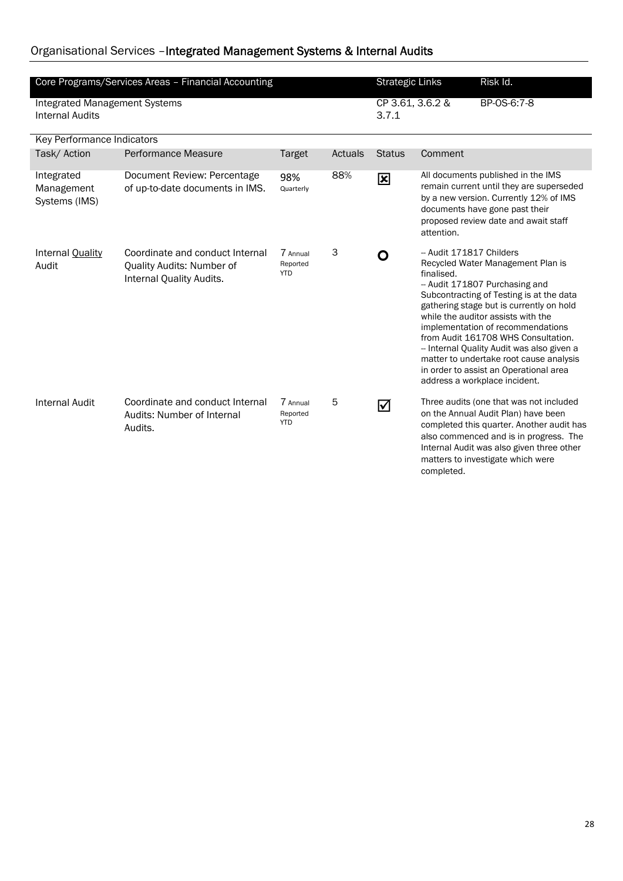## Organisational Services – **Integrated Management Systems & Internal Audits**

| Core Programs/Services Areas – Financial Accounting | Strategic Links | Risk Id. |
|---|---|---|
| Integrated Management Systems<br>Internal Audits | CP 3.61, 3.6.2 & 3.7.1 | BP-OS-6:7-8 |

Key Performance Indicators

| Task/ Action | Performance Measure | Target | Actuals | Status | Comment |
|---|---|---|---|---|---|
| Integrated Management Systems (IMS) | Document Review: Percentage of up-to-date documents in IMS. | 98% Quarterly | 88% | ☒ | All documents published in the IMS remain current until they are superseded by a new version. Currently 12% of IMS documents have gone past their proposed review date and await staff attention. |
| Internal Quality Audit | Coordinate and conduct Internal Quality Audits: Number of Internal Quality Audits. | 7 Annual Reported YTD | 3 | O | – Audit 171817 Childers Recycled Water Management Plan is finalised.<br>– Audit 171807 Purchasing and Subcontracting of Testing is at the data gathering stage but is currently on hold while the auditor assists with the implementation of recommendations from Audit 161708 WHS Consultation.<br>– Internal Quality Audit was also given a matter to undertake root cause analysis in order to assist an Operational area address a workplace incident. |
| Internal Audit | Coordinate and conduct Internal Audits: Number of Internal Audits. | 7 Annual Reported YTD | 5 | ☑ | Three audits (one that was not included on the Annual Audit Plan) have been completed this quarter. Another audit has also commenced and is in progress. The Internal Audit was also given three other matters to investigate which were completed. |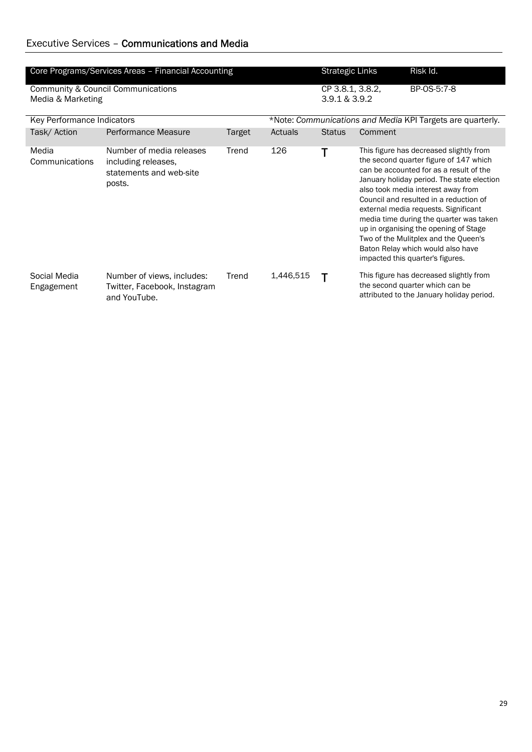## Executive Services – **Communications and Media**

| Core Programs/Services Areas – Financial Accounting | Strategic Links | Risk Id. |
|---|---|---|
| Community & Council Communications<br>Media & Marketing | CP 3.8.1, 3.8.2, 3.9.1 & 3.9.2 | BP-OS-5:7-8 |

Key Performance Indicators — *Note: *Communications and Media* KPI Targets are quarterly.

| Task/ Action | Performance Measure | Target | Actuals | Status | Comment |
|---|---|---|---|---|---|
| Media Communications | Number of media releases including releases, statements and web-site posts. | Trend | 126 | T | This figure has decreased slightly from the second quarter figure of 147 which can be accounted for as a result of the January holiday period. The state election also took media interest away from Council and resulted in a reduction of external media requests. Significant media time during the quarter was taken up in organising the opening of Stage Two of the Mulitplex and the Queen's Baton Relay which would also have impacted this quarter's figures. |
| Social Media Engagement | Number of views, includes: Twitter, Facebook, Instagram and YouTube. | Trend | 1,446,515 | T | This figure has decreased slightly from the second quarter which can be attributed to the January holiday period. |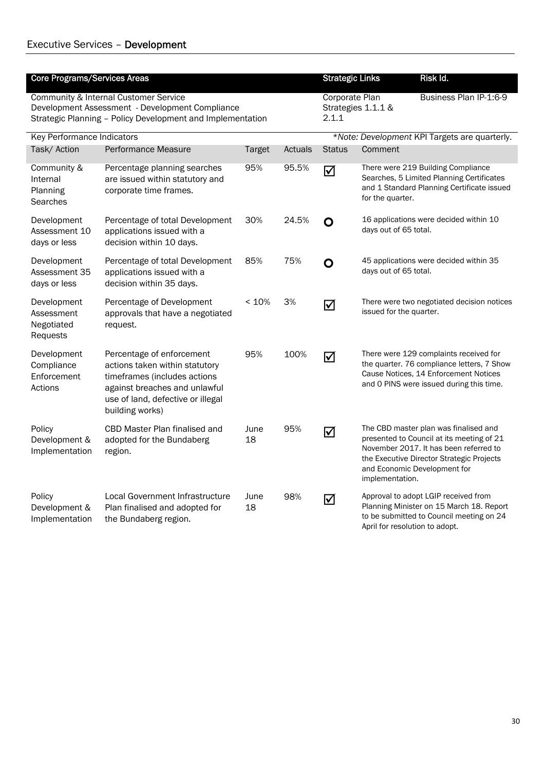## Executive Services – **Development**

| Core Programs/Services Areas | Strategic Links | Risk Id. |
|---|---|---|
| Community & Internal Customer Service<br>Development Assessment - Development Compliance<br>Strategic Planning – Policy Development and Implementation | Corporate Plan Strategies 1.1.1 & 2.1.1 | Business Plan IP-1:6-9 |

Key Performance Indicators — *\*Note: Development KPI Targets are quarterly.*

| Task/ Action | Performance Measure | Target | Actuals | Status | Comment |
|---|---|---|---|---|---|
| Community & Internal Planning Searches | Percentage planning searches are issued within statutory and corporate time frames. | 95% | 95.5% | ☑ | There were 219 Building Compliance Searches, 5 Limited Planning Certificates and 1 Standard Planning Certificate issued for the quarter. |
| Development Assessment 10 days or less | Percentage of total Development applications issued with a decision within 10 days. | 30% | 24.5% | O | 16 applications were decided within 10 days out of 65 total. |
| Development Assessment 35 days or less | Percentage of total Development applications issued with a decision within 35 days. | 85% | 75% | O | 45 applications were decided within 35 days out of 65 total. |
| Development Assessment Negotiated Requests | Percentage of Development approvals that have a negotiated request. | < 10% | 3% | ☑ | There were two negotiated decision notices issued for the quarter. |
| Development Compliance Enforcement Actions | Percentage of enforcement actions taken within statutory timeframes (includes actions against breaches and unlawful use of land, defective or illegal building works) | 95% | 100% | ☑ | There were 129 complaints received for the quarter. 76 compliance letters, 7 Show Cause Notices, 14 Enforcement Notices and 0 PINS were issued during this time. |
| Policy Development & Implementation | CBD Master Plan finalised and adopted for the Bundaberg region. | June 18 | 95% | ☑ | The CBD master plan was finalised and presented to Council at its meeting of 21 November 2017. It has been referred to the Executive Director Strategic Projects and Economic Development for implementation. |
| Policy Development & Implementation | Local Government Infrastructure Plan finalised and adopted for the Bundaberg region. | June 18 | 98% | ☑ | Approval to adopt LGIP received from Planning Minister on 15 March 18. Report to be submitted to Council meeting on 24 April for resolution to adopt. |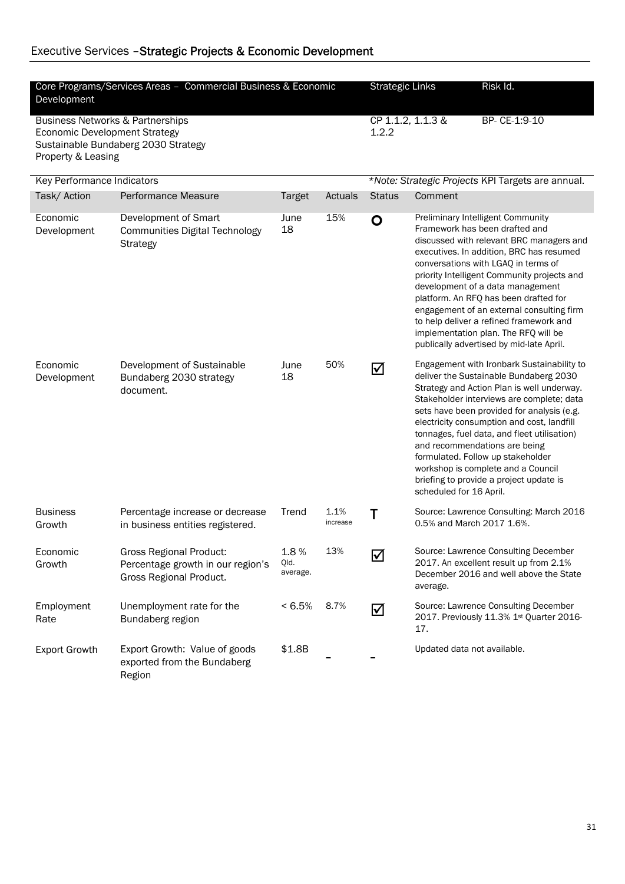## Executive Services –Strategic Projects & Economic Development

| Core Programs/Services Areas – Commercial Business & Economic Development | Strategic Links | Risk Id. |
|---|---|---|
| Business Networks & Partnerships<br>Economic Development Strategy<br>Sustainable Bundaberg 2030 Strategy<br>Property & Leasing | CP 1.1.2, 1.1.3 & 1.2.2 | BP- CE-1:9-10 |

Key Performance Indicators — **Note: Strategic Projects KPI Targets are annual.*

| Task/ Action | Performance Measure | Target | Actuals | Status | Comment |
|---|---|---|---|---|---|
| Economic Development | Development of Smart Communities Digital Technology Strategy | June 18 | 15% | O | Preliminary Intelligent Community Framework has been drafted and discussed with relevant BRC managers and executives. In addition, BRC has resumed conversations with LGAQ in terms of priority Intelligent Community projects and development of a data management platform. An RFQ has been drafted for engagement of an external consulting firm to help deliver a refined framework and implementation plan. The RFQ will be publically advertised by mid-late April. |
| Economic Development | Development of Sustainable Bundaberg 2030 strategy document. | June 18 | 50% | ☑ | Engagement with Ironbark Sustainability to deliver the Sustainable Bundaberg 2030 Strategy and Action Plan is well underway. Stakeholder interviews are complete; data sets have been provided for analysis (e.g. electricity consumption and cost, landfill tonnages, fuel data, and fleet utilisation) and recommendations are being formulated. Follow up stakeholder workshop is complete and a Council briefing to provide a project update is scheduled for 16 April. |
| Business Growth | Percentage increase or decrease in business entities registered. | Trend | 1.1% increase | T | Source: Lawrence Consulting: March 2016 0.5% and March 2017 1.6%. |
| Economic Growth | Gross Regional Product: Percentage growth in our region's Gross Regional Product. | 1.8 % Qld. average. | 13% | ☑ | Source: Lawrence Consulting December 2017. An excellent result up from 2.1% December 2016 and well above the State average. |
| Employment Rate | Unemployment rate for the Bundaberg region | < 6.5% | 8.7% | ☑ | Source: Lawrence Consulting December 2017. Previously 11.3% 1st Quarter 2016-17. |
| Export Growth | Export Growth: Value of goods exported from the Bundaberg Region | $1.8B | - | - | Updated data not available. |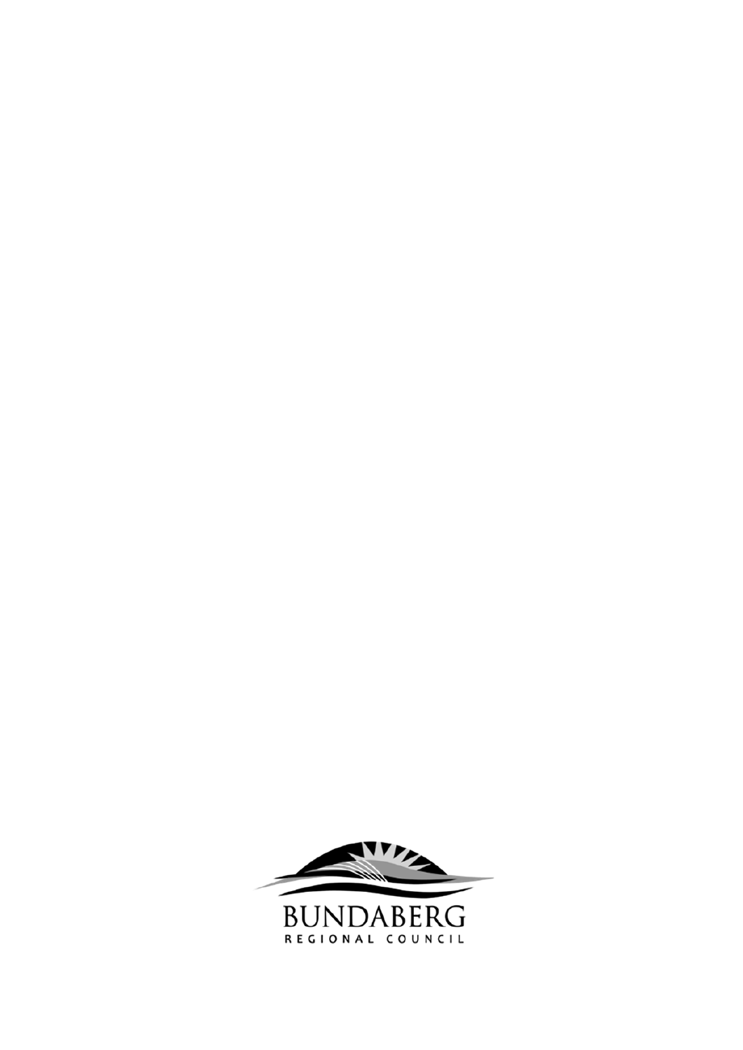BUNDABERG

REGIONAL COUNCIL